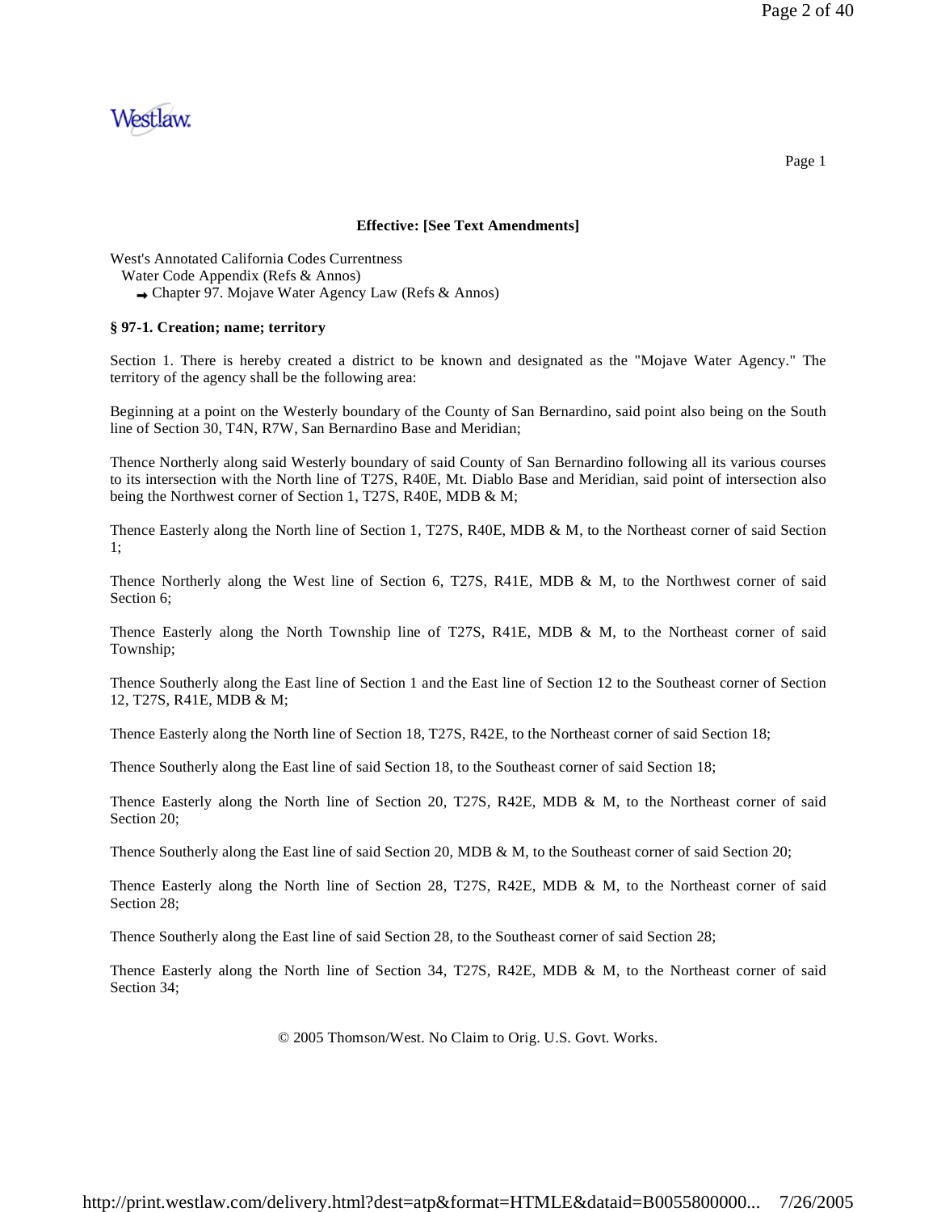**Effective: [See Text Amendments]**

West's Annotated California Codes Currentness
Water Code Appendix (Refs & Annos)
➡ Chapter 97. Mojave Water Agency Law (Refs & Annos)

**§ 97-1. Creation; name; territory**

Section 1. There is hereby created a district to be known and designated as the "Mojave Water Agency." The territory of the agency shall be the following area:

Beginning at a point on the Westerly boundary of the County of San Bernardino, said point also being on the South line of Section 30, T4N, R7W, San Bernardino Base and Meridian;

Thence Northerly along said Westerly boundary of said County of San Bernardino following all its various courses to its intersection with the North line of T27S, R40E, Mt. Diablo Base and Meridian, said point of intersection also being the Northwest corner of Section 1, T27S, R40E, MDB & M;

Thence Easterly along the North line of Section 1, T27S, R40E, MDB & M, to the Northeast corner of said Section 1;

Thence Northerly along the West line of Section 6, T27S, R41E, MDB & M, to the Northwest corner of said Section 6;

Thence Easterly along the North Township line of T27S, R41E, MDB & M, to the Northeast corner of said Township;

Thence Southerly along the East line of Section 1 and the East line of Section 12 to the Southeast corner of Section 12, T27S, R41E, MDB & M;

Thence Easterly along the North line of Section 18, T27S, R42E, to the Northeast corner of said Section 18;

Thence Southerly along the East line of said Section 18, to the Southeast corner of said Section 18;

Thence Easterly along the North line of Section 20, T27S, R42E, MDB & M, to the Northeast corner of said Section 20;

Thence Southerly along the East line of said Section 20, MDB & M, to the Southeast corner of said Section 20;

Thence Easterly along the North line of Section 28, T27S, R42E, MDB & M, to the Northeast corner of said Section 28;

Thence Southerly along the East line of said Section 28, to the Southeast corner of said Section 28;

Thence Easterly along the North line of Section 34, T27S, R42E, MDB & M, to the Northeast corner of said Section 34;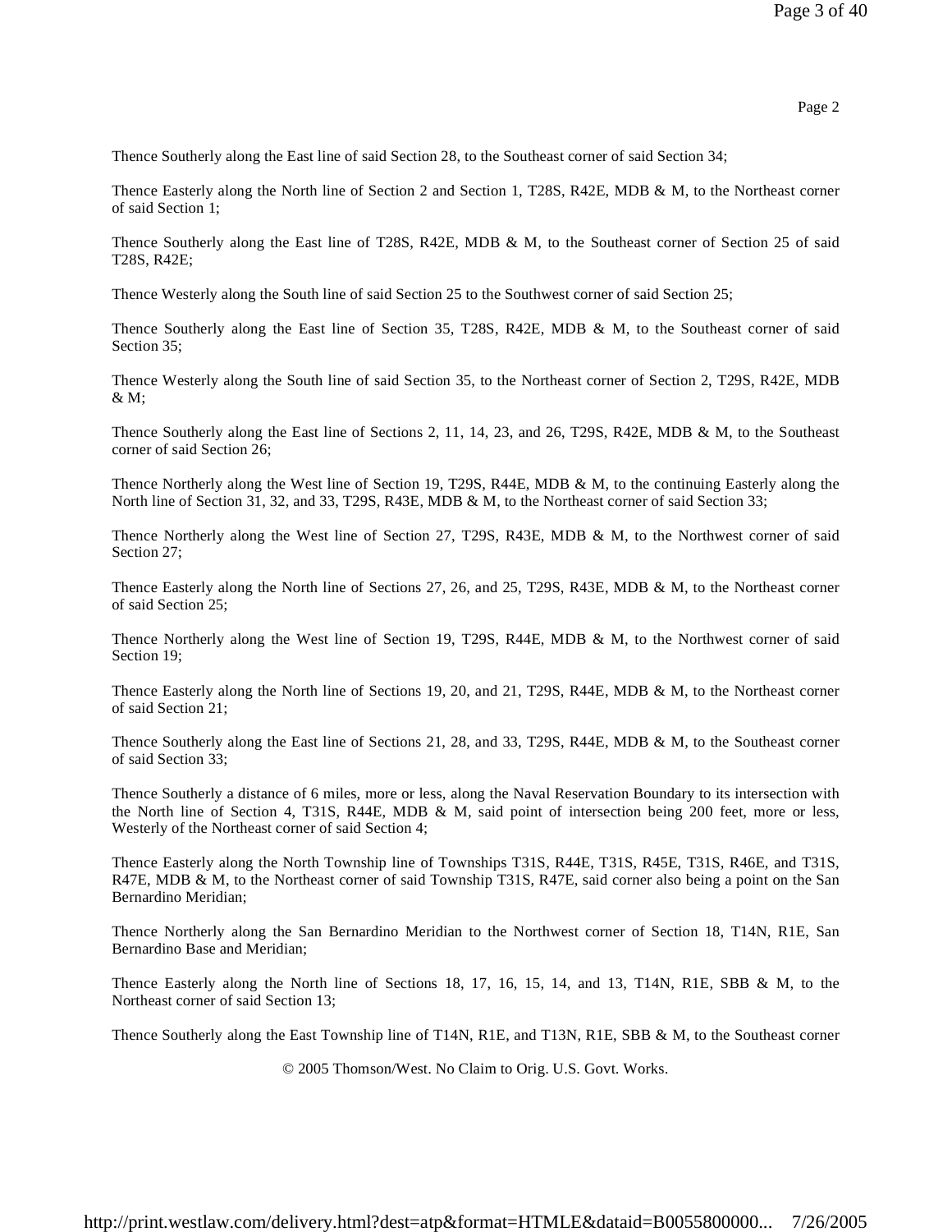Thence Southerly along the East line of said Section 28, to the Southeast corner of said Section 34;

Thence Easterly along the North line of Section 2 and Section 1, T28S, R42E, MDB & M, to the Northeast corner of said Section 1;

Thence Southerly along the East line of T28S, R42E, MDB & M, to the Southeast corner of Section 25 of said T28S, R42E;

Thence Westerly along the South line of said Section 25 to the Southwest corner of said Section 25;

Thence Southerly along the East line of Section 35, T28S, R42E, MDB & M, to the Southeast corner of said Section 35;

Thence Westerly along the South line of said Section 35, to the Northeast corner of Section 2, T29S, R42E, MDB & M;

Thence Southerly along the East line of Sections 2, 11, 14, 23, and 26, T29S, R42E, MDB & M, to the Southeast corner of said Section 26;

Thence Northerly along the West line of Section 19, T29S, R44E, MDB & M, to the continuing Easterly along the North line of Section 31, 32, and 33, T29S, R43E, MDB & M, to the Northeast corner of said Section 33;

Thence Northerly along the West line of Section 27, T29S, R43E, MDB & M, to the Northwest corner of said Section 27;

Thence Easterly along the North line of Sections 27, 26, and 25, T29S, R43E, MDB & M, to the Northeast corner of said Section 25;

Thence Northerly along the West line of Section 19, T29S, R44E, MDB & M, to the Northwest corner of said Section 19;

Thence Easterly along the North line of Sections 19, 20, and 21, T29S, R44E, MDB & M, to the Northeast corner of said Section 21;

Thence Southerly along the East line of Sections 21, 28, and 33, T29S, R44E, MDB & M, to the Southeast corner of said Section 33;

Thence Southerly a distance of 6 miles, more or less, along the Naval Reservation Boundary to its intersection with the North line of Section 4, T31S, R44E, MDB & M, said point of intersection being 200 feet, more or less, Westerly of the Northeast corner of said Section 4;

Thence Easterly along the North Township line of Townships T31S, R44E, T31S, R45E, T31S, R46E, and T31S, R47E, MDB & M, to the Northeast corner of said Township T31S, R47E, said corner also being a point on the San Bernardino Meridian;

Thence Northerly along the San Bernardino Meridian to the Northwest corner of Section 18, T14N, R1E, San Bernardino Base and Meridian;

Thence Easterly along the North line of Sections 18, 17, 16, 15, 14, and 13, T14N, R1E, SBB & M, to the Northeast corner of said Section 13;

Thence Southerly along the East Township line of T14N, R1E, and T13N, R1E, SBB & M, to the Southeast corner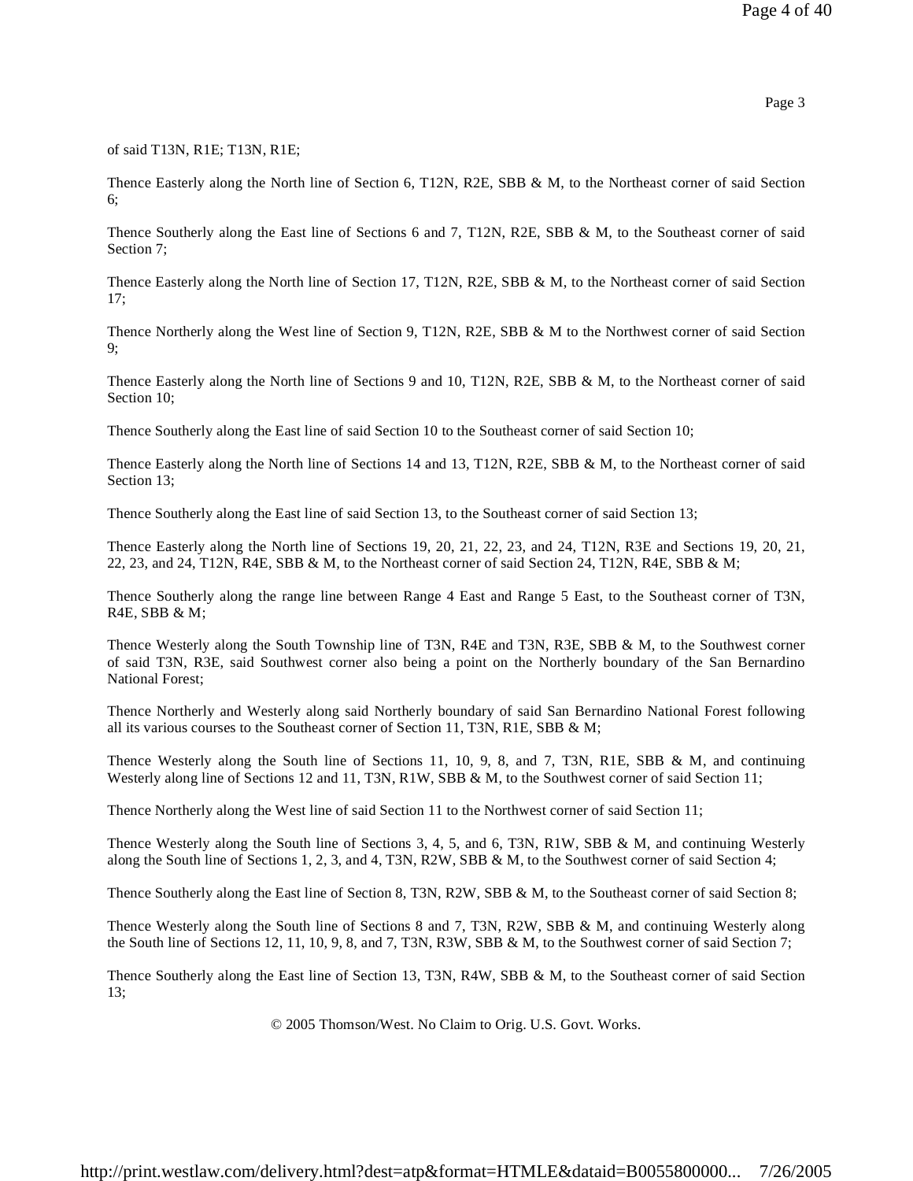of said T13N, R1E; T13N, R1E;

Thence Easterly along the North line of Section 6, T12N, R2E, SBB & M, to the Northeast corner of said Section 6;

Thence Southerly along the East line of Sections 6 and 7, T12N, R2E, SBB & M, to the Southeast corner of said Section 7;

Thence Easterly along the North line of Section 17, T12N, R2E, SBB & M, to the Northeast corner of said Section 17;

Thence Northerly along the West line of Section 9, T12N, R2E, SBB & M to the Northwest corner of said Section 9;

Thence Easterly along the North line of Sections 9 and 10, T12N, R2E, SBB & M, to the Northeast corner of said Section 10;

Thence Southerly along the East line of said Section 10 to the Southeast corner of said Section 10;

Thence Easterly along the North line of Sections 14 and 13, T12N, R2E, SBB & M, to the Northeast corner of said Section 13;

Thence Southerly along the East line of said Section 13, to the Southeast corner of said Section 13;

Thence Easterly along the North line of Sections 19, 20, 21, 22, 23, and 24, T12N, R3E and Sections 19, 20, 21, 22, 23, and 24, T12N, R4E, SBB & M, to the Northeast corner of said Section 24, T12N, R4E, SBB & M;

Thence Southerly along the range line between Range 4 East and Range 5 East, to the Southeast corner of T3N, R4E, SBB & M;

Thence Westerly along the South Township line of T3N, R4E and T3N, R3E, SBB & M, to the Southwest corner of said T3N, R3E, said Southwest corner also being a point on the Northerly boundary of the San Bernardino National Forest;

Thence Northerly and Westerly along said Northerly boundary of said San Bernardino National Forest following all its various courses to the Southeast corner of Section 11, T3N, R1E, SBB & M;

Thence Westerly along the South line of Sections 11, 10, 9, 8, and 7, T3N, R1E, SBB & M, and continuing Westerly along line of Sections 12 and 11, T3N, R1W, SBB & M, to the Southwest corner of said Section 11;

Thence Northerly along the West line of said Section 11 to the Northwest corner of said Section 11;

Thence Westerly along the South line of Sections 3, 4, 5, and 6, T3N, R1W, SBB & M, and continuing Westerly along the South line of Sections 1, 2, 3, and 4, T3N, R2W, SBB & M, to the Southwest corner of said Section 4;

Thence Southerly along the East line of Section 8, T3N, R2W, SBB & M, to the Southeast corner of said Section 8;

Thence Westerly along the South line of Sections 8 and 7, T3N, R2W, SBB & M, and continuing Westerly along the South line of Sections 12, 11, 10, 9, 8, and 7, T3N, R3W, SBB & M, to the Southwest corner of said Section 7;

Thence Southerly along the East line of Section 13, T3N, R4W, SBB & M, to the Southeast corner of said Section 13;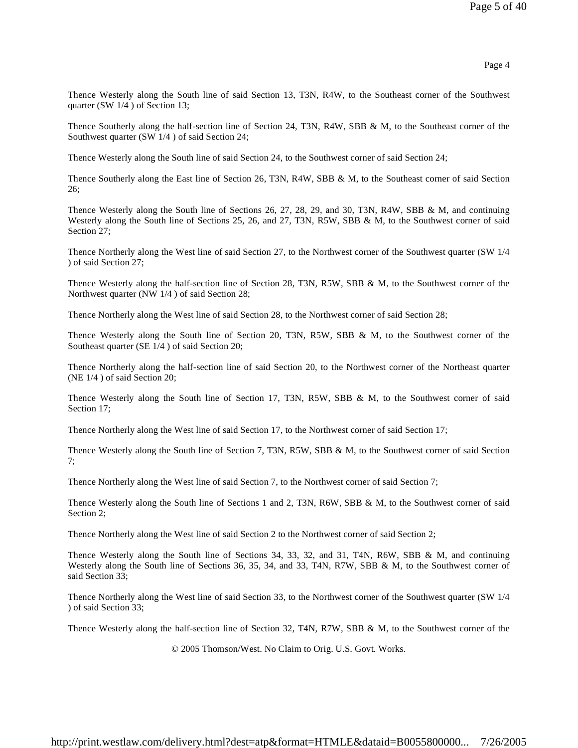Thence Westerly along the South line of said Section 13, T3N, R4W, to the Southeast corner of the Southwest quarter (SW 1/4 ) of Section 13;

Thence Southerly along the half-section line of Section 24, T3N, R4W, SBB & M, to the Southeast corner of the Southwest quarter (SW 1/4 ) of said Section 24;

Thence Westerly along the South line of said Section 24, to the Southwest corner of said Section 24;

Thence Southerly along the East line of Section 26, T3N, R4W, SBB & M, to the Southeast corner of said Section 26;

Thence Westerly along the South line of Sections 26, 27, 28, 29, and 30, T3N, R4W, SBB & M, and continuing Westerly along the South line of Sections 25, 26, and 27, T3N, R5W, SBB & M, to the Southwest corner of said Section 27;

Thence Northerly along the West line of said Section 27, to the Northwest corner of the Southwest quarter (SW 1/4 ) of said Section 27;

Thence Westerly along the half-section line of Section 28, T3N, R5W, SBB & M, to the Southwest corner of the Northwest quarter (NW 1/4 ) of said Section 28;

Thence Northerly along the West line of said Section 28, to the Northwest corner of said Section 28;

Thence Westerly along the South line of Section 20, T3N, R5W, SBB & M, to the Southwest corner of the Southeast quarter (SE 1/4 ) of said Section 20;

Thence Northerly along the half-section line of said Section 20, to the Northwest corner of the Northeast quarter (NE 1/4 ) of said Section 20;

Thence Westerly along the South line of Section 17, T3N, R5W, SBB & M, to the Southwest corner of said Section 17;

Thence Northerly along the West line of said Section 17, to the Northwest corner of said Section 17;

Thence Westerly along the South line of Section 7, T3N, R5W, SBB & M, to the Southwest corner of said Section 7;

Thence Northerly along the West line of said Section 7, to the Northwest corner of said Section 7;

Thence Westerly along the South line of Sections 1 and 2, T3N, R6W, SBB & M, to the Southwest corner of said Section 2;

Thence Northerly along the West line of said Section 2 to the Northwest corner of said Section 2;

Thence Westerly along the South line of Sections 34, 33, 32, and 31, T4N, R6W, SBB & M, and continuing Westerly along the South line of Sections 36, 35, 34, and 33, T4N, R7W, SBB & M, to the Southwest corner of said Section 33;

Thence Northerly along the West line of said Section 33, to the Northwest corner of the Southwest quarter (SW 1/4 ) of said Section 33;

Thence Westerly along the half-section line of Section 32, T4N, R7W, SBB & M, to the Southwest corner of the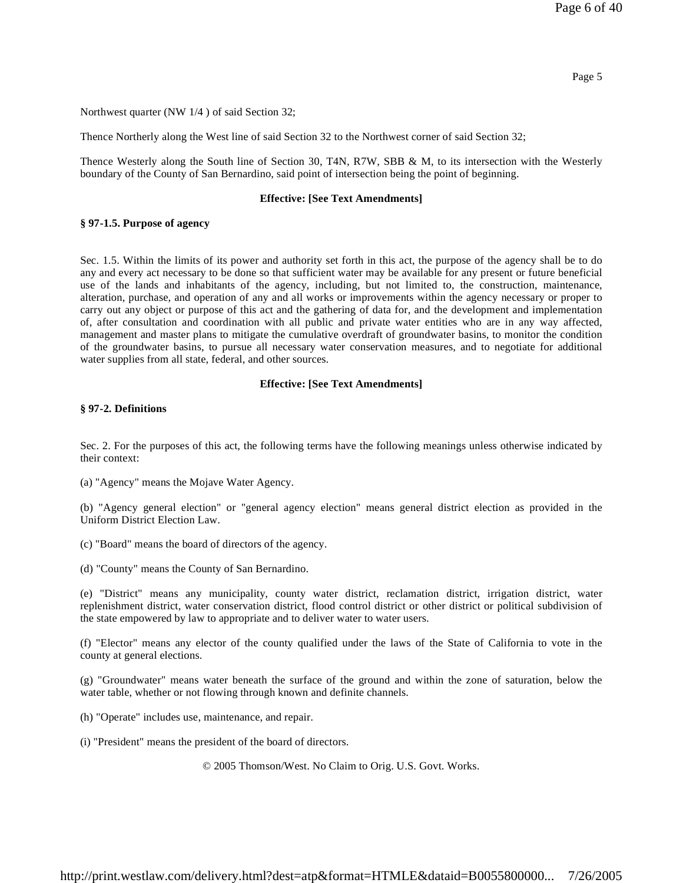Northwest quarter (NW 1/4 ) of said Section 32;

Thence Northerly along the West line of said Section 32 to the Northwest corner of said Section 32;

Thence Westerly along the South line of Section 30, T4N, R7W, SBB & M, to its intersection with the Westerly boundary of the County of San Bernardino, said point of intersection being the point of beginning.

**Effective: [See Text Amendments]**

**§ 97-1.5. Purpose of agency**

Sec. 1.5. Within the limits of its power and authority set forth in this act, the purpose of the agency shall be to do any and every act necessary to be done so that sufficient water may be available for any present or future beneficial use of the lands and inhabitants of the agency, including, but not limited to, the construction, maintenance, alteration, purchase, and operation of any and all works or improvements within the agency necessary or proper to carry out any object or purpose of this act and the gathering of data for, and the development and implementation of, after consultation and coordination with all public and private water entities who are in any way affected, management and master plans to mitigate the cumulative overdraft of groundwater basins, to monitor the condition of the groundwater basins, to pursue all necessary water conservation measures, and to negotiate for additional water supplies from all state, federal, and other sources.

**Effective: [See Text Amendments]**

**§ 97-2. Definitions**

Sec. 2. For the purposes of this act, the following terms have the following meanings unless otherwise indicated by their context:

(a) "Agency" means the Mojave Water Agency.

(b) "Agency general election" or "general agency election" means general district election as provided in the Uniform District Election Law.

(c) "Board" means the board of directors of the agency.

(d) "County" means the County of San Bernardino.

(e) "District" means any municipality, county water district, reclamation district, irrigation district, water replenishment district, water conservation district, flood control district or other district or political subdivision of the state empowered by law to appropriate and to deliver water to water users.

(f) "Elector" means any elector of the county qualified under the laws of the State of California to vote in the county at general elections.

(g) "Groundwater" means water beneath the surface of the ground and within the zone of saturation, below the water table, whether or not flowing through known and definite channels.

(h) "Operate" includes use, maintenance, and repair.

(i) "President" means the president of the board of directors.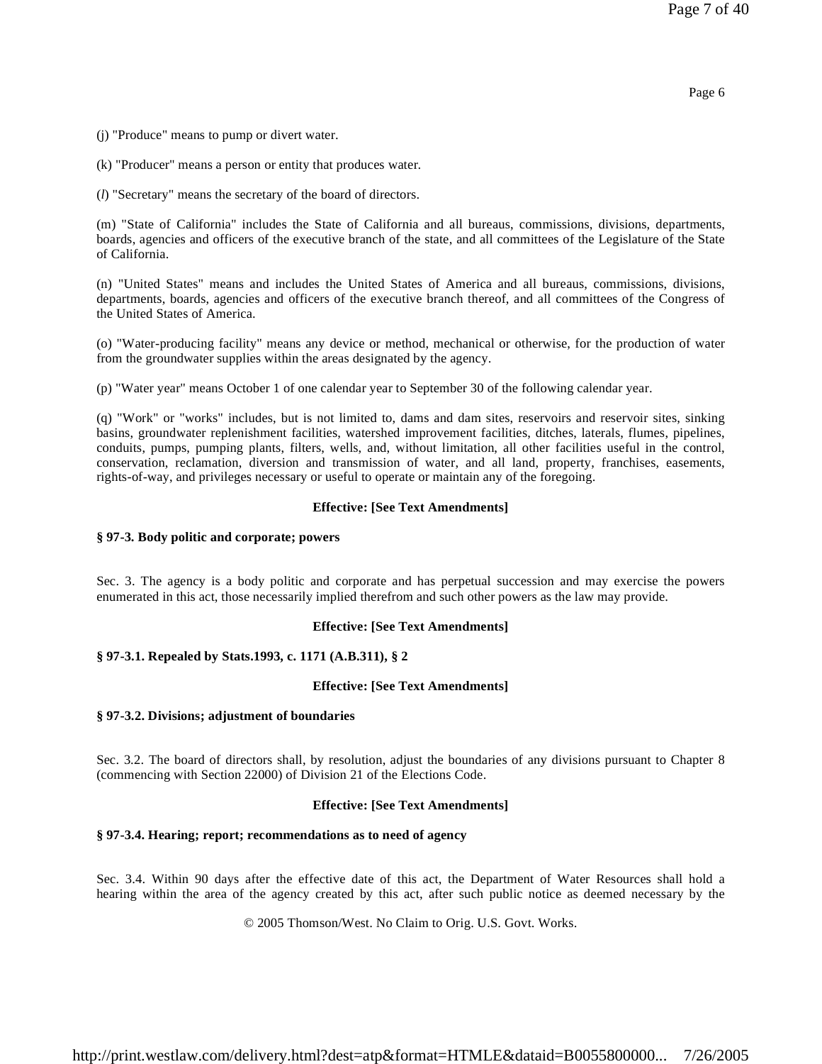(j) "Produce" means to pump or divert water.

(k) "Producer" means a person or entity that produces water.

(*l*) "Secretary" means the secretary of the board of directors.

(m) "State of California" includes the State of California and all bureaus, commissions, divisions, departments, boards, agencies and officers of the executive branch of the state, and all committees of the Legislature of the State of California.

(n) "United States" means and includes the United States of America and all bureaus, commissions, divisions, departments, boards, agencies and officers of the executive branch thereof, and all committees of the Congress of the United States of America.

(o) "Water-producing facility" means any device or method, mechanical or otherwise, for the production of water from the groundwater supplies within the areas designated by the agency.

(p) "Water year" means October 1 of one calendar year to September 30 of the following calendar year.

(q) "Work" or "works" includes, but is not limited to, dams and dam sites, reservoirs and reservoir sites, sinking basins, groundwater replenishment facilities, watershed improvement facilities, ditches, laterals, flumes, pipelines, conduits, pumps, pumping plants, filters, wells, and, without limitation, all other facilities useful in the control, conservation, reclamation, diversion and transmission of water, and all land, property, franchises, easements, rights-of-way, and privileges necessary or useful to operate or maintain any of the foregoing.

**Effective: [See Text Amendments]**

**§ 97-3. Body politic and corporate; powers**

Sec. 3. The agency is a body politic and corporate and has perpetual succession and may exercise the powers enumerated in this act, those necessarily implied therefrom and such other powers as the law may provide.

**Effective: [See Text Amendments]**

**§ 97-3.1. Repealed by Stats.1993, c. 1171 (A.B.311), § 2**

**Effective: [See Text Amendments]**

**§ 97-3.2. Divisions; adjustment of boundaries**

Sec. 3.2. The board of directors shall, by resolution, adjust the boundaries of any divisions pursuant to Chapter 8 (commencing with Section 22000) of Division 21 of the Elections Code.

**Effective: [See Text Amendments]**

**§ 97-3.4. Hearing; report; recommendations as to need of agency**

Sec. 3.4. Within 90 days after the effective date of this act, the Department of Water Resources shall hold a hearing within the area of the agency created by this act, after such public notice as deemed necessary by the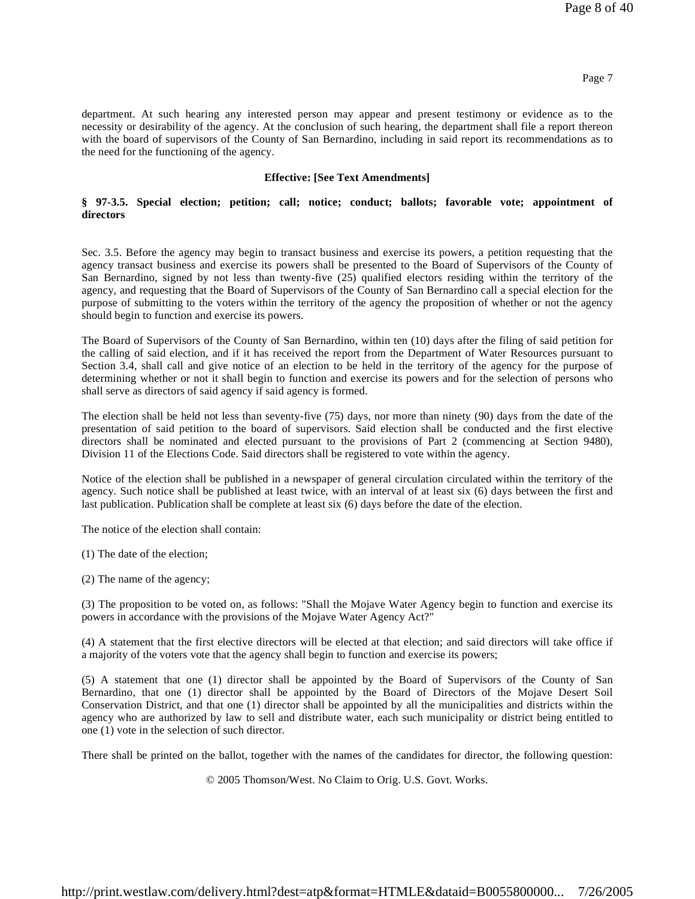department. At such hearing any interested person may appear and present testimony or evidence as to the necessity or desirability of the agency. At the conclusion of such hearing, the department shall file a report thereon with the board of supervisors of the County of San Bernardino, including in said report its recommendations as to the need for the functioning of the agency.

**Effective: [See Text Amendments]**

**§ 97-3.5. Special election; petition; call; notice; conduct; ballots; favorable vote; appointment of directors**

Sec. 3.5. Before the agency may begin to transact business and exercise its powers, a petition requesting that the agency transact business and exercise its powers shall be presented to the Board of Supervisors of the County of San Bernardino, signed by not less than twenty-five (25) qualified electors residing within the territory of the agency, and requesting that the Board of Supervisors of the County of San Bernardino call a special election for the purpose of submitting to the voters within the territory of the agency the proposition of whether or not the agency should begin to function and exercise its powers.

The Board of Supervisors of the County of San Bernardino, within ten (10) days after the filing of said petition for the calling of said election, and if it has received the report from the Department of Water Resources pursuant to Section 3.4, shall call and give notice of an election to be held in the territory of the agency for the purpose of determining whether or not it shall begin to function and exercise its powers and for the selection of persons who shall serve as directors of said agency if said agency is formed.

The election shall be held not less than seventy-five (75) days, nor more than ninety (90) days from the date of the presentation of said petition to the board of supervisors. Said election shall be conducted and the first elective directors shall be nominated and elected pursuant to the provisions of Part 2 (commencing at Section 9480), Division 11 of the Elections Code. Said directors shall be registered to vote within the agency.

Notice of the election shall be published in a newspaper of general circulation circulated within the territory of the agency. Such notice shall be published at least twice, with an interval of at least six (6) days between the first and last publication. Publication shall be complete at least six (6) days before the date of the election.

The notice of the election shall contain:

(1) The date of the election;

(2) The name of the agency;

(3) The proposition to be voted on, as follows: "Shall the Mojave Water Agency begin to function and exercise its powers in accordance with the provisions of the Mojave Water Agency Act?"

(4) A statement that the first elective directors will be elected at that election; and said directors will take office if a majority of the voters vote that the agency shall begin to function and exercise its powers;

(5) A statement that one (1) director shall be appointed by the Board of Supervisors of the County of San Bernardino, that one (1) director shall be appointed by the Board of Directors of the Mojave Desert Soil Conservation District, and that one (1) director shall be appointed by all the municipalities and districts within the agency who are authorized by law to sell and distribute water, each such municipality or district being entitled to one (1) vote in the selection of such director.

There shall be printed on the ballot, together with the names of the candidates for director, the following question: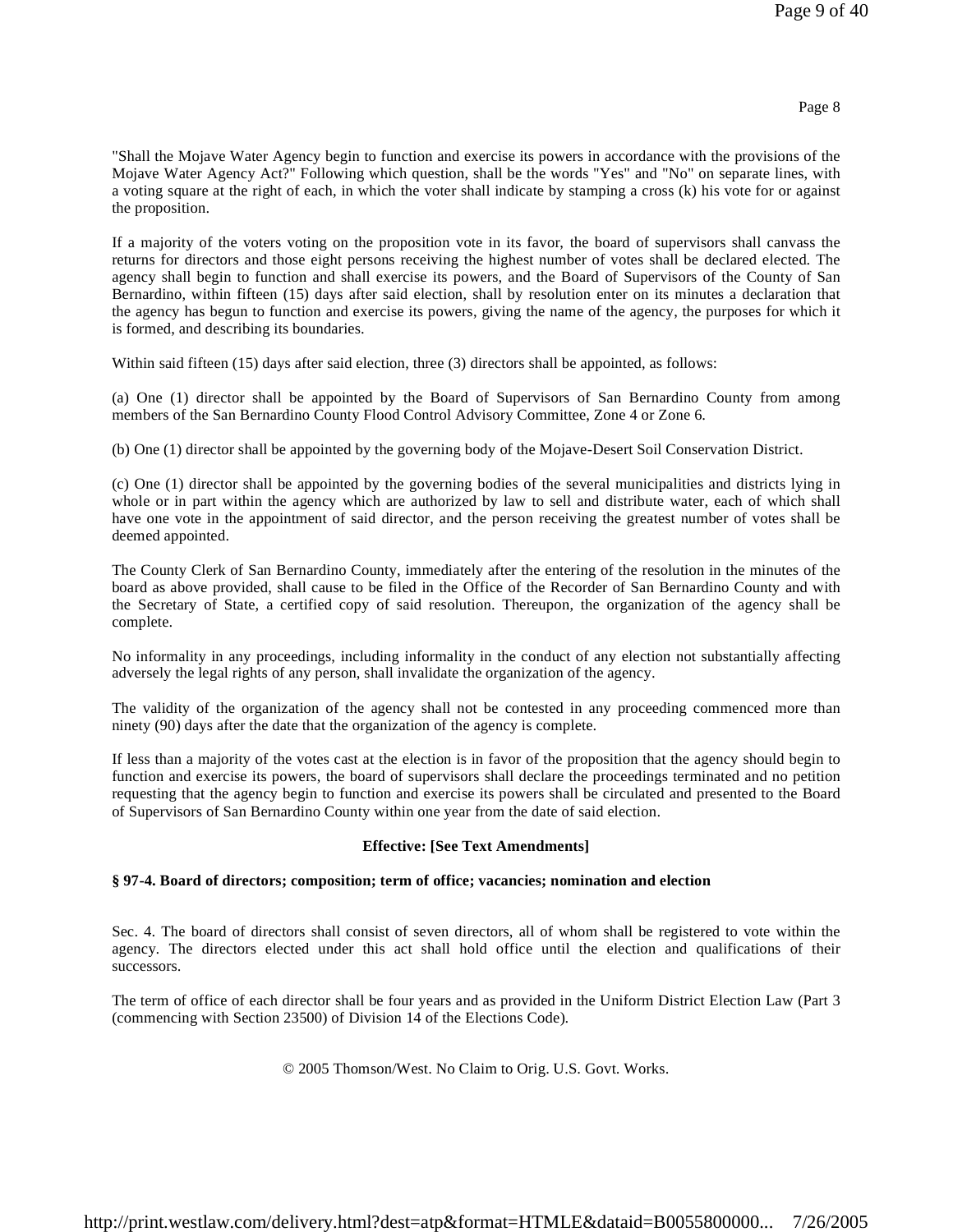"Shall the Mojave Water Agency begin to function and exercise its powers in accordance with the provisions of the Mojave Water Agency Act?" Following which question, shall be the words "Yes" and "No" on separate lines, with a voting square at the right of each, in which the voter shall indicate by stamping a cross (k) his vote for or against the proposition.

If a majority of the voters voting on the proposition vote in its favor, the board of supervisors shall canvass the returns for directors and those eight persons receiving the highest number of votes shall be declared elected. The agency shall begin to function and shall exercise its powers, and the Board of Supervisors of the County of San Bernardino, within fifteen (15) days after said election, shall by resolution enter on its minutes a declaration that the agency has begun to function and exercise its powers, giving the name of the agency, the purposes for which it is formed, and describing its boundaries.

Within said fifteen (15) days after said election, three (3) directors shall be appointed, as follows:

(a) One (1) director shall be appointed by the Board of Supervisors of San Bernardino County from among members of the San Bernardino County Flood Control Advisory Committee, Zone 4 or Zone 6.

(b) One (1) director shall be appointed by the governing body of the Mojave-Desert Soil Conservation District.

(c) One (1) director shall be appointed by the governing bodies of the several municipalities and districts lying in whole or in part within the agency which are authorized by law to sell and distribute water, each of which shall have one vote in the appointment of said director, and the person receiving the greatest number of votes shall be deemed appointed.

The County Clerk of San Bernardino County, immediately after the entering of the resolution in the minutes of the board as above provided, shall cause to be filed in the Office of the Recorder of San Bernardino County and with the Secretary of State, a certified copy of said resolution. Thereupon, the organization of the agency shall be complete.

No informality in any proceedings, including informality in the conduct of any election not substantially affecting adversely the legal rights of any person, shall invalidate the organization of the agency.

The validity of the organization of the agency shall not be contested in any proceeding commenced more than ninety (90) days after the date that the organization of the agency is complete.

If less than a majority of the votes cast at the election is in favor of the proposition that the agency should begin to function and exercise its powers, the board of supervisors shall declare the proceedings terminated and no petition requesting that the agency begin to function and exercise its powers shall be circulated and presented to the Board of Supervisors of San Bernardino County within one year from the date of said election.

**Effective: [See Text Amendments]**

### § 97-4. Board of directors; composition; term of office; vacancies; nomination and election

Sec. 4. The board of directors shall consist of seven directors, all of whom shall be registered to vote within the agency. The directors elected under this act shall hold office until the election and qualifications of their successors.

The term of office of each director shall be four years and as provided in the Uniform District Election Law (Part 3 (commencing with Section 23500) of Division 14 of the Elections Code).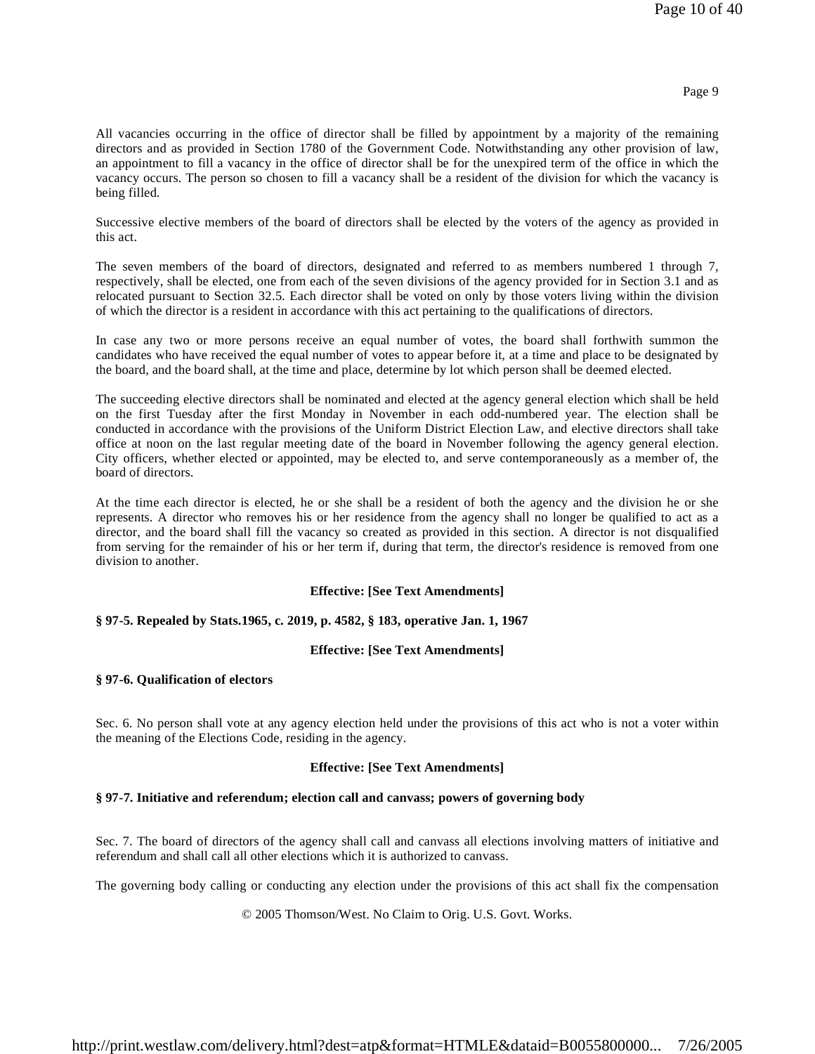All vacancies occurring in the office of director shall be filled by appointment by a majority of the remaining directors and as provided in Section 1780 of the Government Code. Notwithstanding any other provision of law, an appointment to fill a vacancy in the office of director shall be for the unexpired term of the office in which the vacancy occurs. The person so chosen to fill a vacancy shall be a resident of the division for which the vacancy is being filled.

Successive elective members of the board of directors shall be elected by the voters of the agency as provided in this act.

The seven members of the board of directors, designated and referred to as members numbered 1 through 7, respectively, shall be elected, one from each of the seven divisions of the agency provided for in Section 3.1 and as relocated pursuant to Section 32.5. Each director shall be voted on only by those voters living within the division of which the director is a resident in accordance with this act pertaining to the qualifications of directors.

In case any two or more persons receive an equal number of votes, the board shall forthwith summon the candidates who have received the equal number of votes to appear before it, at a time and place to be designated by the board, and the board shall, at the time and place, determine by lot which person shall be deemed elected.

The succeeding elective directors shall be nominated and elected at the agency general election which shall be held on the first Tuesday after the first Monday in November in each odd-numbered year. The election shall be conducted in accordance with the provisions of the Uniform District Election Law, and elective directors shall take office at noon on the last regular meeting date of the board in November following the agency general election. City officers, whether elected or appointed, may be elected to, and serve contemporaneously as a member of, the board of directors.

At the time each director is elected, he or she shall be a resident of both the agency and the division he or she represents. A director who removes his or her residence from the agency shall no longer be qualified to act as a director, and the board shall fill the vacancy so created as provided in this section. A director is not disqualified from serving for the remainder of his or her term if, during that term, the director's residence is removed from one division to another.

**Effective: [See Text Amendments]**

**§ 97-5. Repealed by Stats.1965, c. 2019, p. 4582, § 183, operative Jan. 1, 1967**

**Effective: [See Text Amendments]**

**§ 97-6. Qualification of electors**

Sec. 6. No person shall vote at any agency election held under the provisions of this act who is not a voter within the meaning of the Elections Code, residing in the agency.

**Effective: [See Text Amendments]**

**§ 97-7. Initiative and referendum; election call and canvass; powers of governing body**

Sec. 7. The board of directors of the agency shall call and canvass all elections involving matters of initiative and referendum and shall call all other elections which it is authorized to canvass.

The governing body calling or conducting any election under the provisions of this act shall fix the compensation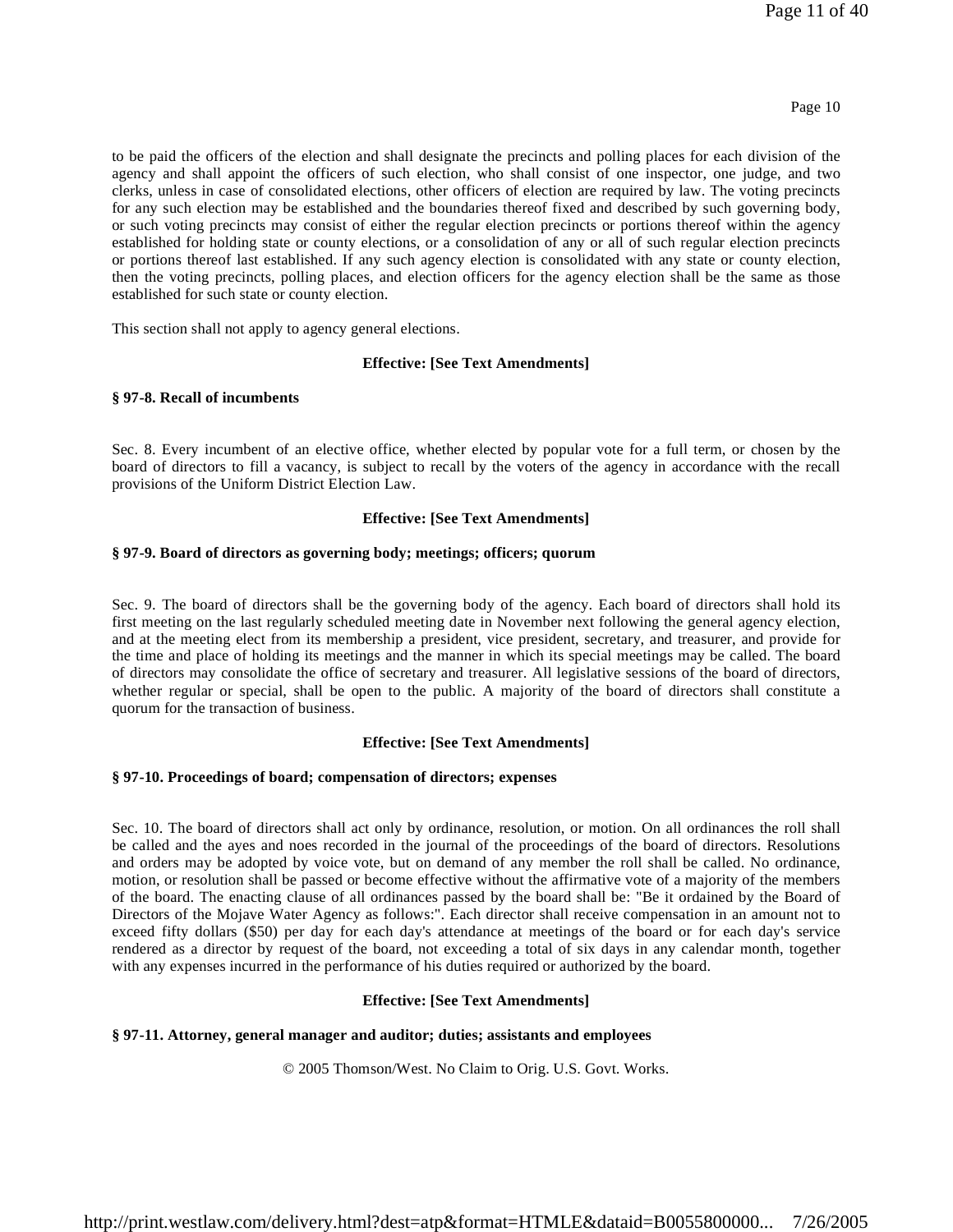to be paid the officers of the election and shall designate the precincts and polling places for each division of the agency and shall appoint the officers of such election, who shall consist of one inspector, one judge, and two clerks, unless in case of consolidated elections, other officers of election are required by law. The voting precincts for any such election may be established and the boundaries thereof fixed and described by such governing body, or such voting precincts may consist of either the regular election precincts or portions thereof within the agency established for holding state or county elections, or a consolidation of any or all of such regular election precincts or portions thereof last established. If any such agency election is consolidated with any state or county election, then the voting precincts, polling places, and election officers for the agency election shall be the same as those established for such state or county election.

This section shall not apply to agency general elections.

**Effective: [See Text Amendments]**

**§ 97-8. Recall of incumbents**

Sec. 8. Every incumbent of an elective office, whether elected by popular vote for a full term, or chosen by the board of directors to fill a vacancy, is subject to recall by the voters of the agency in accordance with the recall provisions of the Uniform District Election Law.

**Effective: [See Text Amendments]**

**§ 97-9. Board of directors as governing body; meetings; officers; quorum**

Sec. 9. The board of directors shall be the governing body of the agency. Each board of directors shall hold its first meeting on the last regularly scheduled meeting date in November next following the general agency election, and at the meeting elect from its membership a president, vice president, secretary, and treasurer, and provide for the time and place of holding its meetings and the manner in which its special meetings may be called. The board of directors may consolidate the office of secretary and treasurer. All legislative sessions of the board of directors, whether regular or special, shall be open to the public. A majority of the board of directors shall constitute a quorum for the transaction of business.

**Effective: [See Text Amendments]**

**§ 97-10. Proceedings of board; compensation of directors; expenses**

Sec. 10. The board of directors shall act only by ordinance, resolution, or motion. On all ordinances the roll shall be called and the ayes and noes recorded in the journal of the proceedings of the board of directors. Resolutions and orders may be adopted by voice vote, but on demand of any member the roll shall be called. No ordinance, motion, or resolution shall be passed or become effective without the affirmative vote of a majority of the members of the board. The enacting clause of all ordinances passed by the board shall be: "Be it ordained by the Board of Directors of the Mojave Water Agency as follows:". Each director shall receive compensation in an amount not to exceed fifty dollars ($50) per day for each day's attendance at meetings of the board or for each day's service rendered as a director by request of the board, not exceeding a total of six days in any calendar month, together with any expenses incurred in the performance of his duties required or authorized by the board.

**Effective: [See Text Amendments]**

**§ 97-11. Attorney, general manager and auditor; duties; assistants and employees**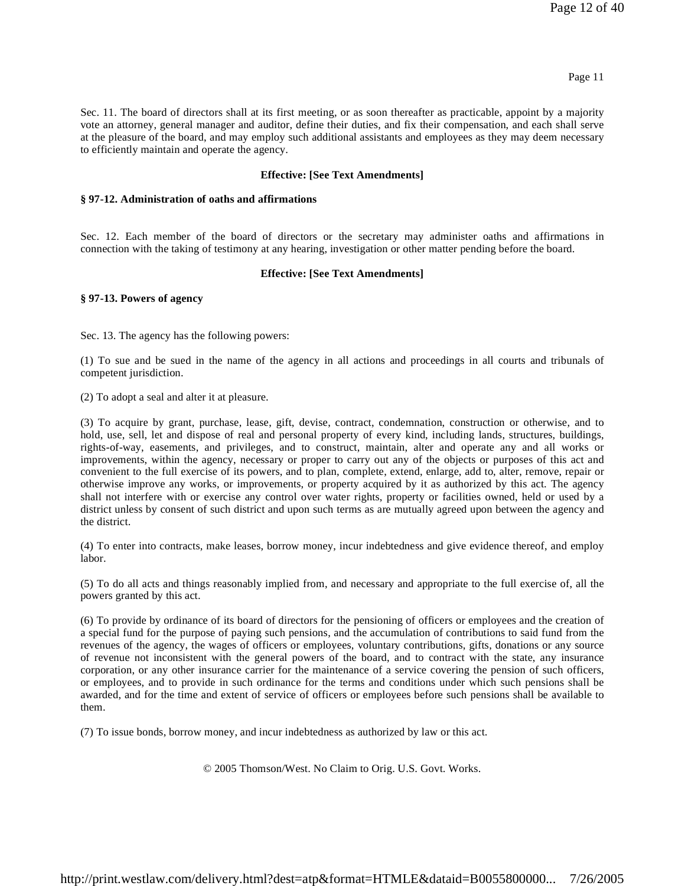Sec. 11. The board of directors shall at its first meeting, or as soon thereafter as practicable, appoint by a majority vote an attorney, general manager and auditor, define their duties, and fix their compensation, and each shall serve at the pleasure of the board, and may employ such additional assistants and employees as they may deem necessary to efficiently maintain and operate the agency.

**Effective: [See Text Amendments]**

**§ 97-12. Administration of oaths and affirmations**

Sec. 12. Each member of the board of directors or the secretary may administer oaths and affirmations in connection with the taking of testimony at any hearing, investigation or other matter pending before the board.

**Effective: [See Text Amendments]**

**§ 97-13. Powers of agency**

Sec. 13. The agency has the following powers:

(1) To sue and be sued in the name of the agency in all actions and proceedings in all courts and tribunals of competent jurisdiction.

(2) To adopt a seal and alter it at pleasure.

(3) To acquire by grant, purchase, lease, gift, devise, contract, condemnation, construction or otherwise, and to hold, use, sell, let and dispose of real and personal property of every kind, including lands, structures, buildings, rights-of-way, easements, and privileges, and to construct, maintain, alter and operate any and all works or improvements, within the agency, necessary or proper to carry out any of the objects or purposes of this act and convenient to the full exercise of its powers, and to plan, complete, extend, enlarge, add to, alter, remove, repair or otherwise improve any works, or improvements, or property acquired by it as authorized by this act. The agency shall not interfere with or exercise any control over water rights, property or facilities owned, held or used by a district unless by consent of such district and upon such terms as are mutually agreed upon between the agency and the district.

(4) To enter into contracts, make leases, borrow money, incur indebtedness and give evidence thereof, and employ labor.

(5) To do all acts and things reasonably implied from, and necessary and appropriate to the full exercise of, all the powers granted by this act.

(6) To provide by ordinance of its board of directors for the pensioning of officers or employees and the creation of a special fund for the purpose of paying such pensions, and the accumulation of contributions to said fund from the revenues of the agency, the wages of officers or employees, voluntary contributions, gifts, donations or any source of revenue not inconsistent with the general powers of the board, and to contract with the state, any insurance corporation, or any other insurance carrier for the maintenance of a service covering the pension of such officers, or employees, and to provide in such ordinance for the terms and conditions under which such pensions shall be awarded, and for the time and extent of service of officers or employees before such pensions shall be available to them.

(7) To issue bonds, borrow money, and incur indebtedness as authorized by law or this act.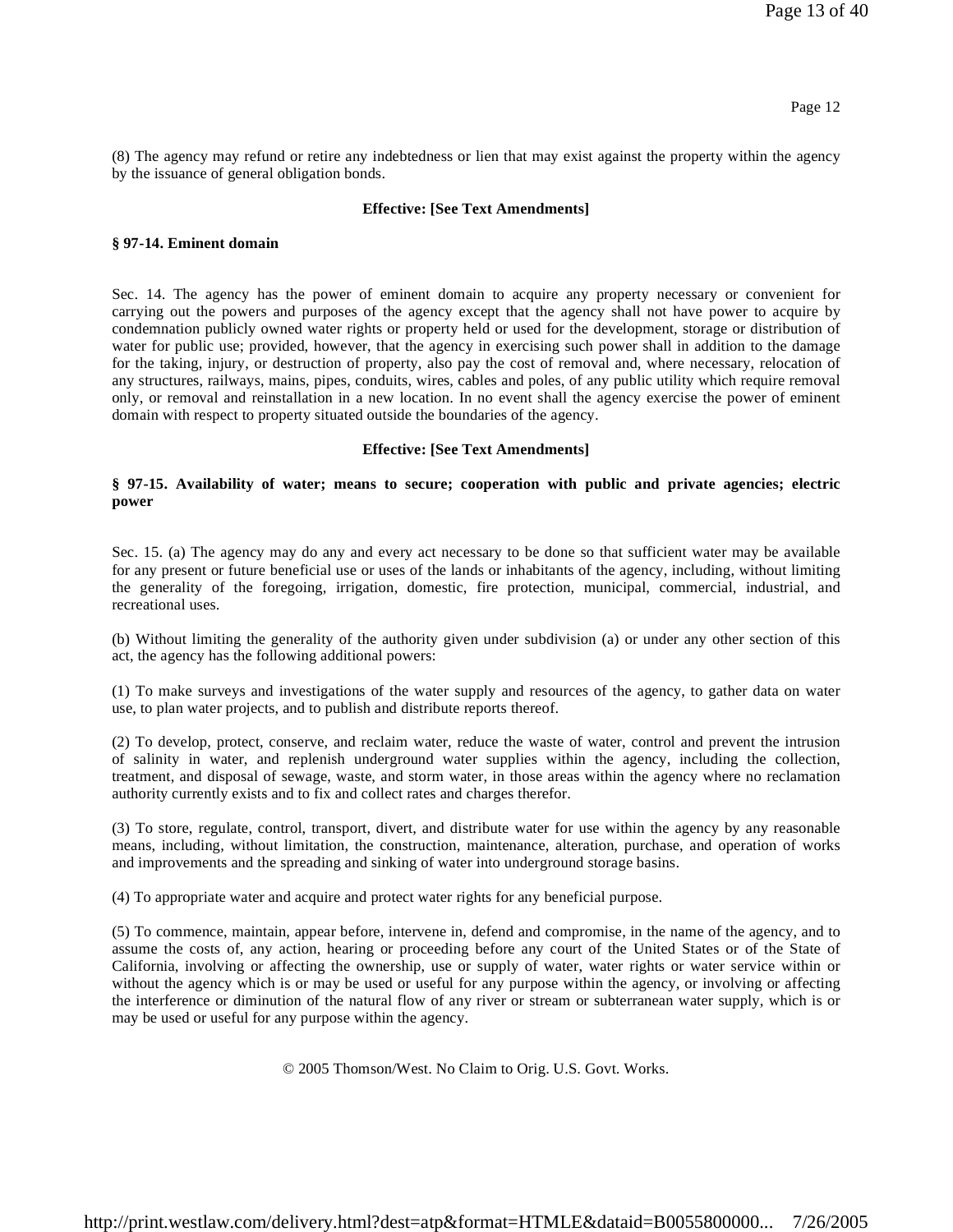(8) The agency may refund or retire any indebtedness or lien that may exist against the property within the agency by the issuance of general obligation bonds.

**Effective: [See Text Amendments]**

### § 97-14. Eminent domain

Sec. 14. The agency has the power of eminent domain to acquire any property necessary or convenient for carrying out the powers and purposes of the agency except that the agency shall not have power to acquire by condemnation publicly owned water rights or property held or used for the development, storage or distribution of water for public use; provided, however, that the agency in exercising such power shall in addition to the damage for the taking, injury, or destruction of property, also pay the cost of removal and, where necessary, relocation of any structures, railways, mains, pipes, conduits, wires, cables and poles, of any public utility which require removal only, or removal and reinstallation in a new location. In no event shall the agency exercise the power of eminent domain with respect to property situated outside the boundaries of the agency.

**Effective: [See Text Amendments]**

### § 97-15. Availability of water; means to secure; cooperation with public and private agencies; electric power

Sec. 15. (a) The agency may do any and every act necessary to be done so that sufficient water may be available for any present or future beneficial use or uses of the lands or inhabitants of the agency, including, without limiting the generality of the foregoing, irrigation, domestic, fire protection, municipal, commercial, industrial, and recreational uses.

(b) Without limiting the generality of the authority given under subdivision (a) or under any other section of this act, the agency has the following additional powers:

(1) To make surveys and investigations of the water supply and resources of the agency, to gather data on water use, to plan water projects, and to publish and distribute reports thereof.

(2) To develop, protect, conserve, and reclaim water, reduce the waste of water, control and prevent the intrusion of salinity in water, and replenish underground water supplies within the agency, including the collection, treatment, and disposal of sewage, waste, and storm water, in those areas within the agency where no reclamation authority currently exists and to fix and collect rates and charges therefor.

(3) To store, regulate, control, transport, divert, and distribute water for use within the agency by any reasonable means, including, without limitation, the construction, maintenance, alteration, purchase, and operation of works and improvements and the spreading and sinking of water into underground storage basins.

(4) To appropriate water and acquire and protect water rights for any beneficial purpose.

(5) To commence, maintain, appear before, intervene in, defend and compromise, in the name of the agency, and to assume the costs of, any action, hearing or proceeding before any court of the United States or of the State of California, involving or affecting the ownership, use or supply of water, water rights or water service within or without the agency which is or may be used or useful for any purpose within the agency, or involving or affecting the interference or diminution of the natural flow of any river or stream or subterranean water supply, which is or may be used or useful for any purpose within the agency.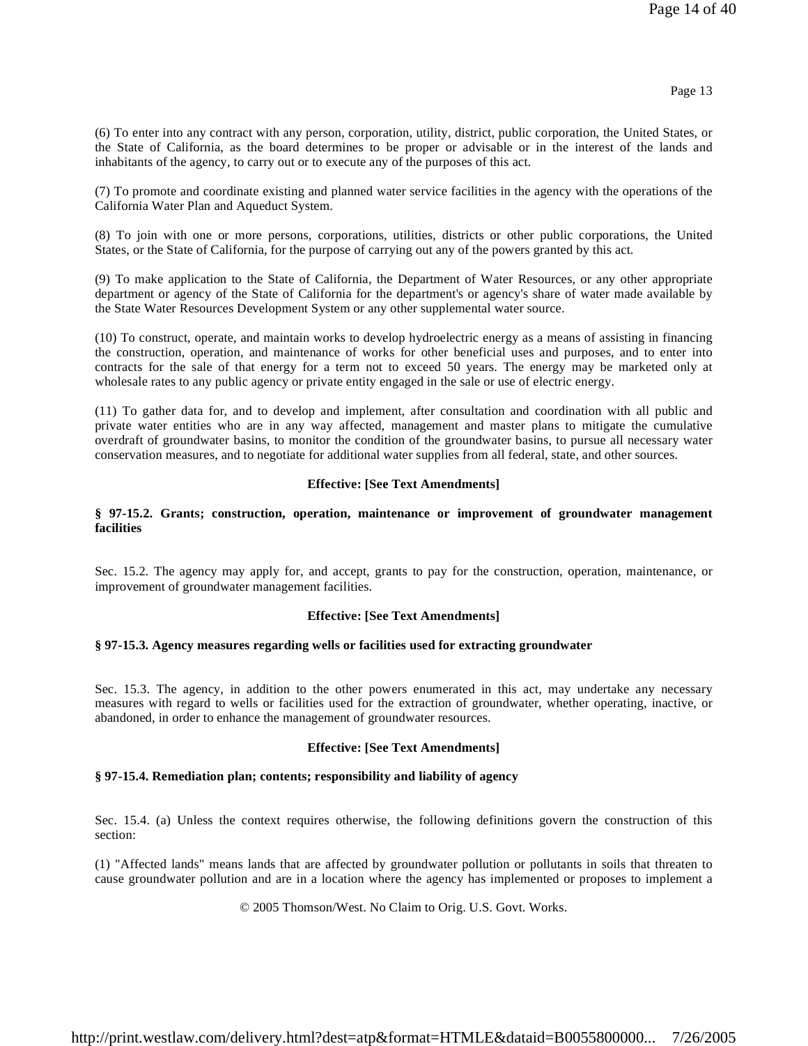(6) To enter into any contract with any person, corporation, utility, district, public corporation, the United States, or the State of California, as the board determines to be proper or advisable or in the interest of the lands and inhabitants of the agency, to carry out or to execute any of the purposes of this act.

(7) To promote and coordinate existing and planned water service facilities in the agency with the operations of the California Water Plan and Aqueduct System.

(8) To join with one or more persons, corporations, utilities, districts or other public corporations, the United States, or the State of California, for the purpose of carrying out any of the powers granted by this act.

(9) To make application to the State of California, the Department of Water Resources, or any other appropriate department or agency of the State of California for the department's or agency's share of water made available by the State Water Resources Development System or any other supplemental water source.

(10) To construct, operate, and maintain works to develop hydroelectric energy as a means of assisting in financing the construction, operation, and maintenance of works for other beneficial uses and purposes, and to enter into contracts for the sale of that energy for a term not to exceed 50 years. The energy may be marketed only at wholesale rates to any public agency or private entity engaged in the sale or use of electric energy.

(11) To gather data for, and to develop and implement, after consultation and coordination with all public and private water entities who are in any way affected, management and master plans to mitigate the cumulative overdraft of groundwater basins, to monitor the condition of the groundwater basins, to pursue all necessary water conservation measures, and to negotiate for additional water supplies from all federal, state, and other sources.

**Effective: [See Text Amendments]**

**§ 97-15.2. Grants; construction, operation, maintenance or improvement of groundwater management facilities**

Sec. 15.2. The agency may apply for, and accept, grants to pay for the construction, operation, maintenance, or improvement of groundwater management facilities.

**Effective: [See Text Amendments]**

**§ 97-15.3. Agency measures regarding wells or facilities used for extracting groundwater**

Sec. 15.3. The agency, in addition to the other powers enumerated in this act, may undertake any necessary measures with regard to wells or facilities used for the extraction of groundwater, whether operating, inactive, or abandoned, in order to enhance the management of groundwater resources.

**Effective: [See Text Amendments]**

**§ 97-15.4. Remediation plan; contents; responsibility and liability of agency**

Sec. 15.4. (a) Unless the context requires otherwise, the following definitions govern the construction of this section:

(1) "Affected lands" means lands that are affected by groundwater pollution or pollutants in soils that threaten to cause groundwater pollution and are in a location where the agency has implemented or proposes to implement a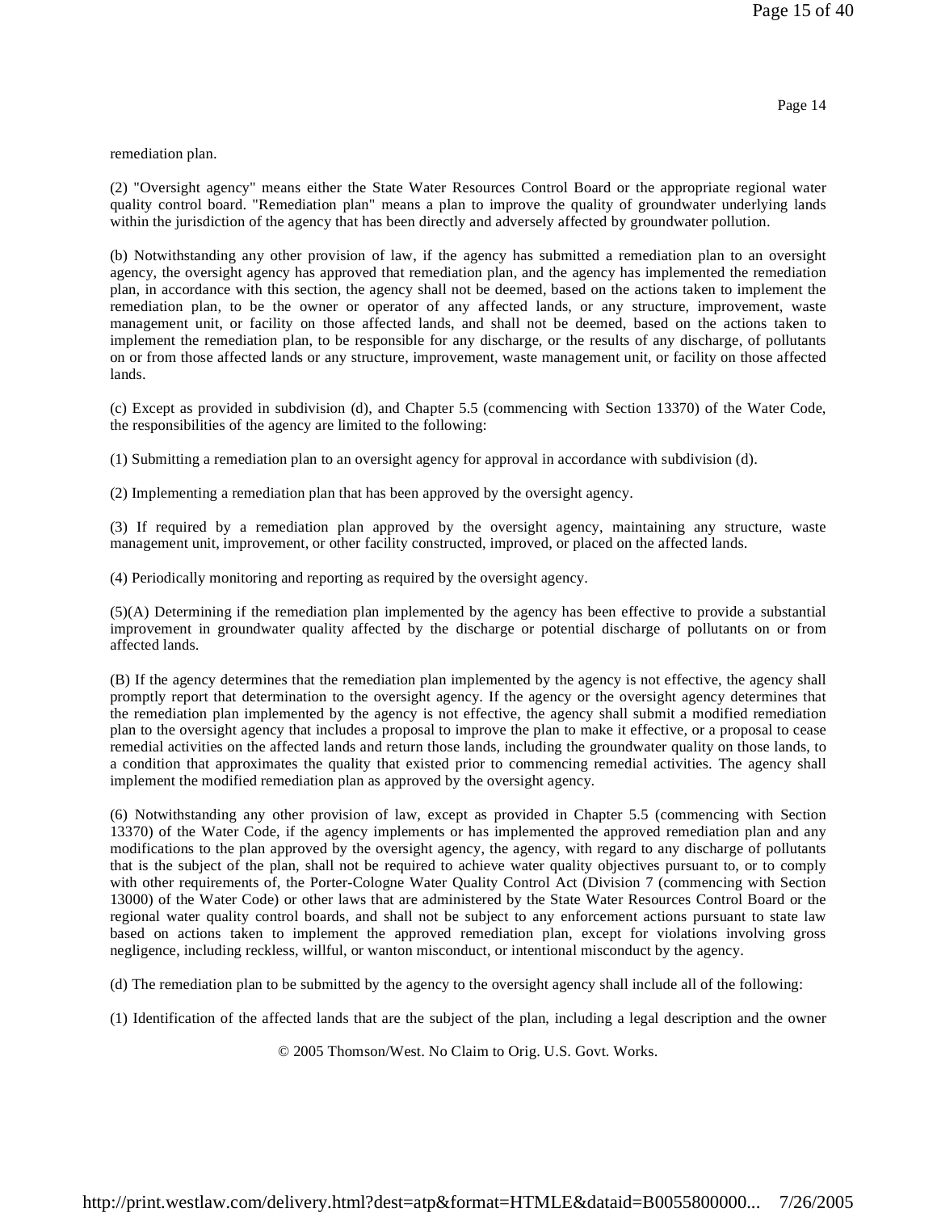remediation plan.

(2) "Oversight agency" means either the State Water Resources Control Board or the appropriate regional water quality control board. "Remediation plan" means a plan to improve the quality of groundwater underlying lands within the jurisdiction of the agency that has been directly and adversely affected by groundwater pollution.

(b) Notwithstanding any other provision of law, if the agency has submitted a remediation plan to an oversight agency, the oversight agency has approved that remediation plan, and the agency has implemented the remediation plan, in accordance with this section, the agency shall not be deemed, based on the actions taken to implement the remediation plan, to be the owner or operator of any affected lands, or any structure, improvement, waste management unit, or facility on those affected lands, and shall not be deemed, based on the actions taken to implement the remediation plan, to be responsible for any discharge, or the results of any discharge, of pollutants on or from those affected lands or any structure, improvement, waste management unit, or facility on those affected lands.

(c) Except as provided in subdivision (d), and Chapter 5.5 (commencing with Section 13370) of the Water Code, the responsibilities of the agency are limited to the following:

(1) Submitting a remediation plan to an oversight agency for approval in accordance with subdivision (d).

(2) Implementing a remediation plan that has been approved by the oversight agency.

(3) If required by a remediation plan approved by the oversight agency, maintaining any structure, waste management unit, improvement, or other facility constructed, improved, or placed on the affected lands.

(4) Periodically monitoring and reporting as required by the oversight agency.

(5)(A) Determining if the remediation plan implemented by the agency has been effective to provide a substantial improvement in groundwater quality affected by the discharge or potential discharge of pollutants on or from affected lands.

(B) If the agency determines that the remediation plan implemented by the agency is not effective, the agency shall promptly report that determination to the oversight agency. If the agency or the oversight agency determines that the remediation plan implemented by the agency is not effective, the agency shall submit a modified remediation plan to the oversight agency that includes a proposal to improve the plan to make it effective, or a proposal to cease remedial activities on the affected lands and return those lands, including the groundwater quality on those lands, to a condition that approximates the quality that existed prior to commencing remedial activities. The agency shall implement the modified remediation plan as approved by the oversight agency.

(6) Notwithstanding any other provision of law, except as provided in Chapter 5.5 (commencing with Section 13370) of the Water Code, if the agency implements or has implemented the approved remediation plan and any modifications to the plan approved by the oversight agency, the agency, with regard to any discharge of pollutants that is the subject of the plan, shall not be required to achieve water quality objectives pursuant to, or to comply with other requirements of, the Porter-Cologne Water Quality Control Act (Division 7 (commencing with Section 13000) of the Water Code) or other laws that are administered by the State Water Resources Control Board or the regional water quality control boards, and shall not be subject to any enforcement actions pursuant to state law based on actions taken to implement the approved remediation plan, except for violations involving gross negligence, including reckless, willful, or wanton misconduct, or intentional misconduct by the agency.

(d) The remediation plan to be submitted by the agency to the oversight agency shall include all of the following:

(1) Identification of the affected lands that are the subject of the plan, including a legal description and the owner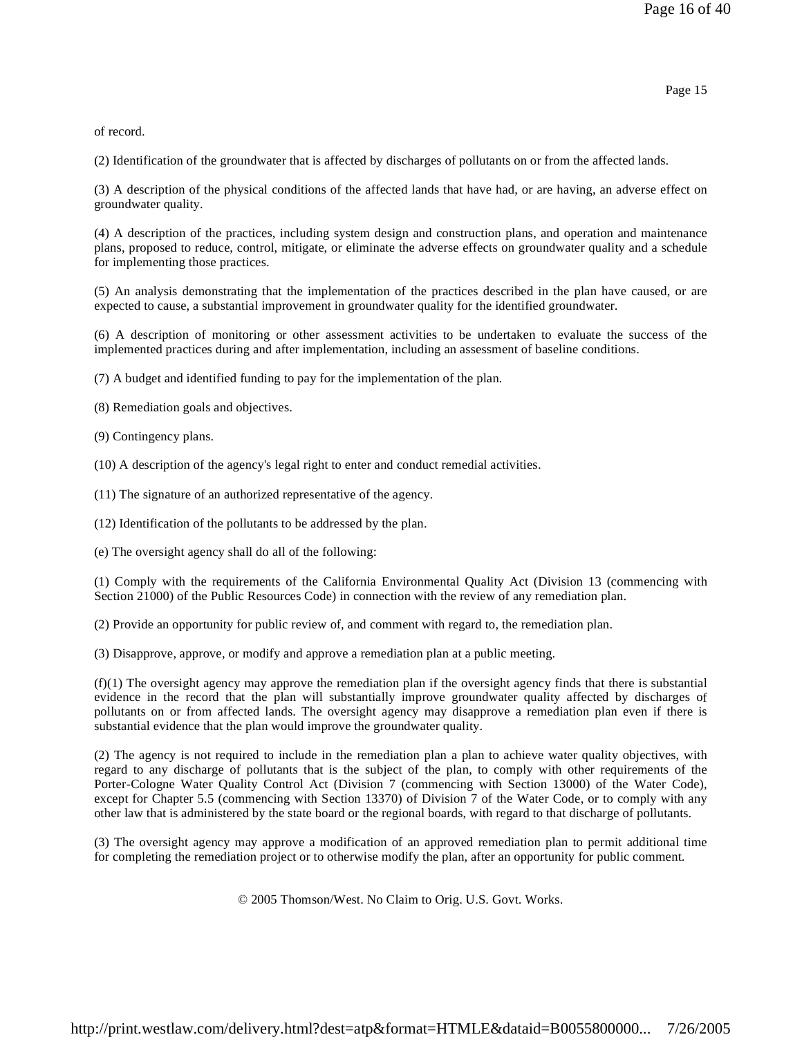of record.

(2) Identification of the groundwater that is affected by discharges of pollutants on or from the affected lands.

(3) A description of the physical conditions of the affected lands that have had, or are having, an adverse effect on groundwater quality.

(4) A description of the practices, including system design and construction plans, and operation and maintenance plans, proposed to reduce, control, mitigate, or eliminate the adverse effects on groundwater quality and a schedule for implementing those practices.

(5) An analysis demonstrating that the implementation of the practices described in the plan have caused, or are expected to cause, a substantial improvement in groundwater quality for the identified groundwater.

(6) A description of monitoring or other assessment activities to be undertaken to evaluate the success of the implemented practices during and after implementation, including an assessment of baseline conditions.

(7) A budget and identified funding to pay for the implementation of the plan.

(8) Remediation goals and objectives.

(9) Contingency plans.

(10) A description of the agency's legal right to enter and conduct remedial activities.

(11) The signature of an authorized representative of the agency.

(12) Identification of the pollutants to be addressed by the plan.

(e) The oversight agency shall do all of the following:

(1) Comply with the requirements of the California Environmental Quality Act (Division 13 (commencing with Section 21000) of the Public Resources Code) in connection with the review of any remediation plan.

(2) Provide an opportunity for public review of, and comment with regard to, the remediation plan.

(3) Disapprove, approve, or modify and approve a remediation plan at a public meeting.

(f)(1) The oversight agency may approve the remediation plan if the oversight agency finds that there is substantial evidence in the record that the plan will substantially improve groundwater quality affected by discharges of pollutants on or from affected lands. The oversight agency may disapprove a remediation plan even if there is substantial evidence that the plan would improve the groundwater quality.

(2) The agency is not required to include in the remediation plan a plan to achieve water quality objectives, with regard to any discharge of pollutants that is the subject of the plan, to comply with other requirements of the Porter-Cologne Water Quality Control Act (Division 7 (commencing with Section 13000) of the Water Code), except for Chapter 5.5 (commencing with Section 13370) of Division 7 of the Water Code, or to comply with any other law that is administered by the state board or the regional boards, with regard to that discharge of pollutants.

(3) The oversight agency may approve a modification of an approved remediation plan to permit additional time for completing the remediation project or to otherwise modify the plan, after an opportunity for public comment.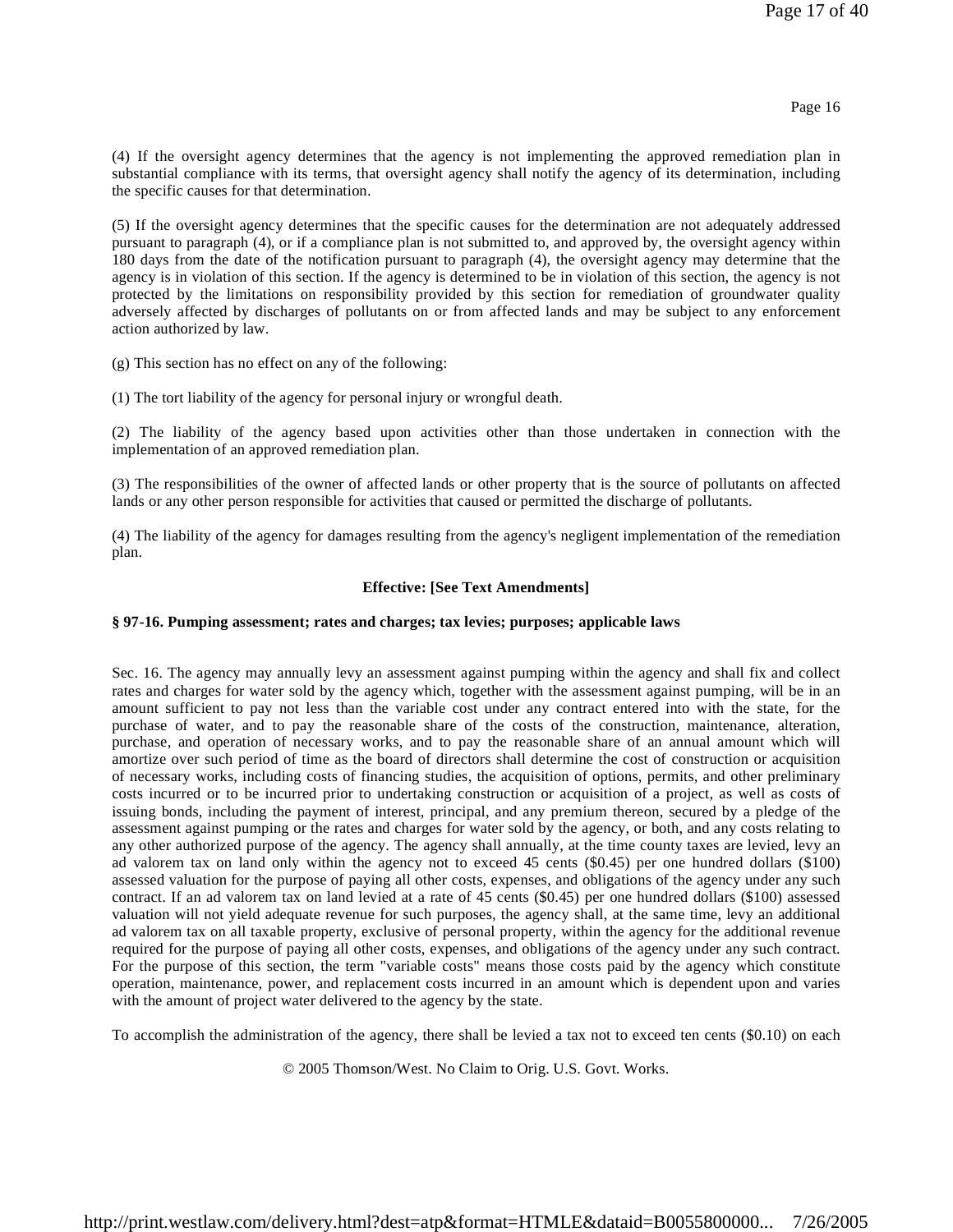(4) If the oversight agency determines that the agency is not implementing the approved remediation plan in substantial compliance with its terms, that oversight agency shall notify the agency of its determination, including the specific causes for that determination.

(5) If the oversight agency determines that the specific causes for the determination are not adequately addressed pursuant to paragraph (4), or if a compliance plan is not submitted to, and approved by, the oversight agency within 180 days from the date of the notification pursuant to paragraph (4), the oversight agency may determine that the agency is in violation of this section. If the agency is determined to be in violation of this section, the agency is not protected by the limitations on responsibility provided by this section for remediation of groundwater quality adversely affected by discharges of pollutants on or from affected lands and may be subject to any enforcement action authorized by law.

(g) This section has no effect on any of the following:

(1) The tort liability of the agency for personal injury or wrongful death.

(2) The liability of the agency based upon activities other than those undertaken in connection with the implementation of an approved remediation plan.

(3) The responsibilities of the owner of affected lands or other property that is the source of pollutants on affected lands or any other person responsible for activities that caused or permitted the discharge of pollutants.

(4) The liability of the agency for damages resulting from the agency's negligent implementation of the remediation plan.

**Effective: [See Text Amendments]**

**§ 97-16. Pumping assessment; rates and charges; tax levies; purposes; applicable laws**

Sec. 16. The agency may annually levy an assessment against pumping within the agency and shall fix and collect rates and charges for water sold by the agency which, together with the assessment against pumping, will be in an amount sufficient to pay not less than the variable cost under any contract entered into with the state, for the purchase of water, and to pay the reasonable share of the costs of the construction, maintenance, alteration, purchase, and operation of necessary works, and to pay the reasonable share of an annual amount which will amortize over such period of time as the board of directors shall determine the cost of construction or acquisition of necessary works, including costs of financing studies, the acquisition of options, permits, and other preliminary costs incurred or to be incurred prior to undertaking construction or acquisition of a project, as well as costs of issuing bonds, including the payment of interest, principal, and any premium thereon, secured by a pledge of the assessment against pumping or the rates and charges for water sold by the agency, or both, and any costs relating to any other authorized purpose of the agency. The agency shall annually, at the time county taxes are levied, levy an ad valorem tax on land only within the agency not to exceed 45 cents ($0.45) per one hundred dollars ($100) assessed valuation for the purpose of paying all other costs, expenses, and obligations of the agency under any such contract. If an ad valorem tax on land levied at a rate of 45 cents ($0.45) per one hundred dollars ($100) assessed valuation will not yield adequate revenue for such purposes, the agency shall, at the same time, levy an additional ad valorem tax on all taxable property, exclusive of personal property, within the agency for the additional revenue required for the purpose of paying all other costs, expenses, and obligations of the agency under any such contract. For the purpose of this section, the term "variable costs" means those costs paid by the agency which constitute operation, maintenance, power, and replacement costs incurred in an amount which is dependent upon and varies with the amount of project water delivered to the agency by the state.

To accomplish the administration of the agency, there shall be levied a tax not to exceed ten cents ($0.10) on each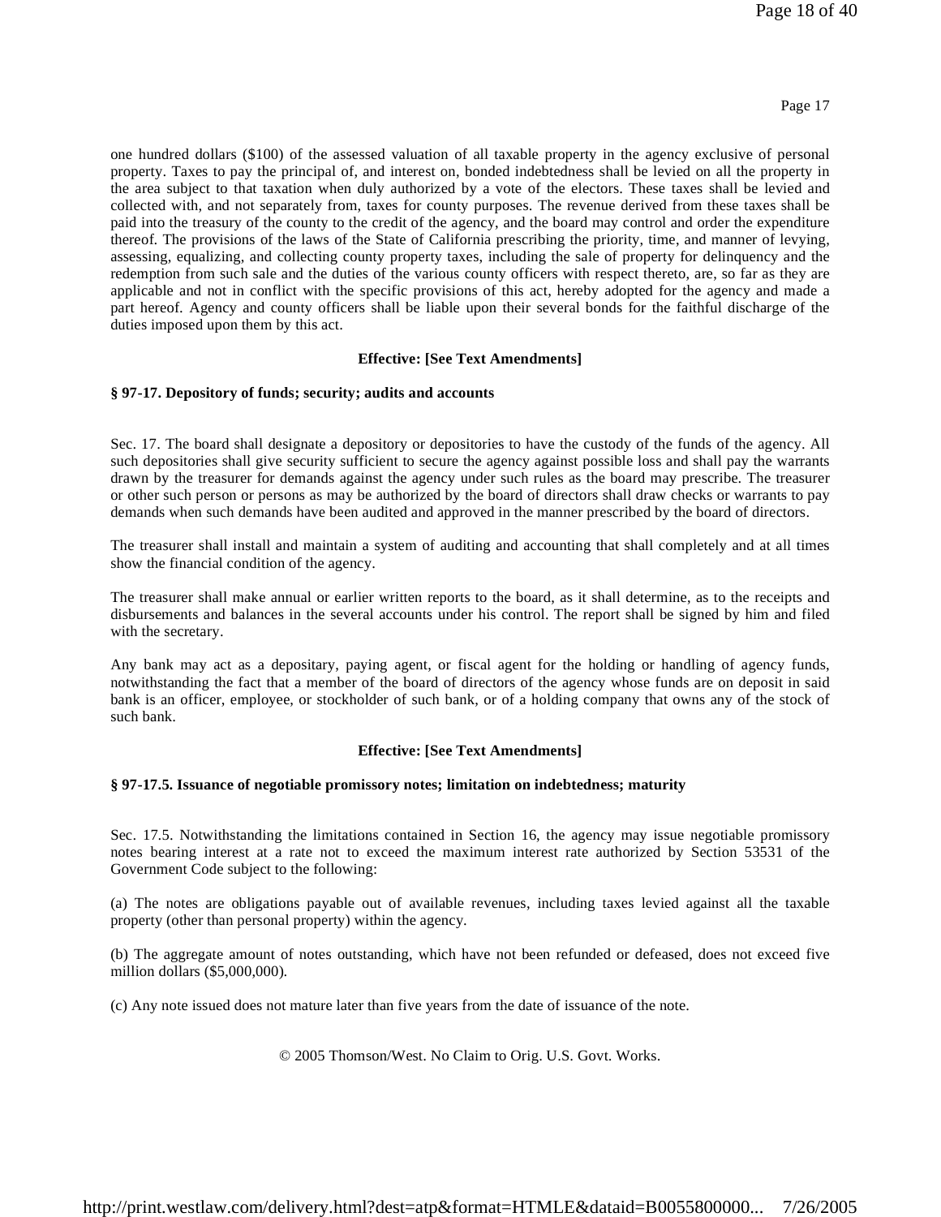one hundred dollars ($100) of the assessed valuation of all taxable property in the agency exclusive of personal property. Taxes to pay the principal of, and interest on, bonded indebtedness shall be levied on all the property in the area subject to that taxation when duly authorized by a vote of the electors. These taxes shall be levied and collected with, and not separately from, taxes for county purposes. The revenue derived from these taxes shall be paid into the treasury of the county to the credit of the agency, and the board may control and order the expenditure thereof. The provisions of the laws of the State of California prescribing the priority, time, and manner of levying, assessing, equalizing, and collecting county property taxes, including the sale of property for delinquency and the redemption from such sale and the duties of the various county officers with respect thereto, are, so far as they are applicable and not in conflict with the specific provisions of this act, hereby adopted for the agency and made a part hereof. Agency and county officers shall be liable upon their several bonds for the faithful discharge of the duties imposed upon them by this act.

**Effective: [See Text Amendments]**

**§ 97-17. Depository of funds; security; audits and accounts**

Sec. 17. The board shall designate a depository or depositories to have the custody of the funds of the agency. All such depositories shall give security sufficient to secure the agency against possible loss and shall pay the warrants drawn by the treasurer for demands against the agency under such rules as the board may prescribe. The treasurer or other such person or persons as may be authorized by the board of directors shall draw checks or warrants to pay demands when such demands have been audited and approved in the manner prescribed by the board of directors.

The treasurer shall install and maintain a system of auditing and accounting that shall completely and at all times show the financial condition of the agency.

The treasurer shall make annual or earlier written reports to the board, as it shall determine, as to the receipts and disbursements and balances in the several accounts under his control. The report shall be signed by him and filed with the secretary.

Any bank may act as a depositary, paying agent, or fiscal agent for the holding or handling of agency funds, notwithstanding the fact that a member of the board of directors of the agency whose funds are on deposit in said bank is an officer, employee, or stockholder of such bank, or of a holding company that owns any of the stock of such bank.

**Effective: [See Text Amendments]**

**§ 97-17.5. Issuance of negotiable promissory notes; limitation on indebtedness; maturity**

Sec. 17.5. Notwithstanding the limitations contained in Section 16, the agency may issue negotiable promissory notes bearing interest at a rate not to exceed the maximum interest rate authorized by Section 53531 of the Government Code subject to the following:

(a) The notes are obligations payable out of available revenues, including taxes levied against all the taxable property (other than personal property) within the agency.

(b) The aggregate amount of notes outstanding, which have not been refunded or defeased, does not exceed five million dollars ($5,000,000).

(c) Any note issued does not mature later than five years from the date of issuance of the note.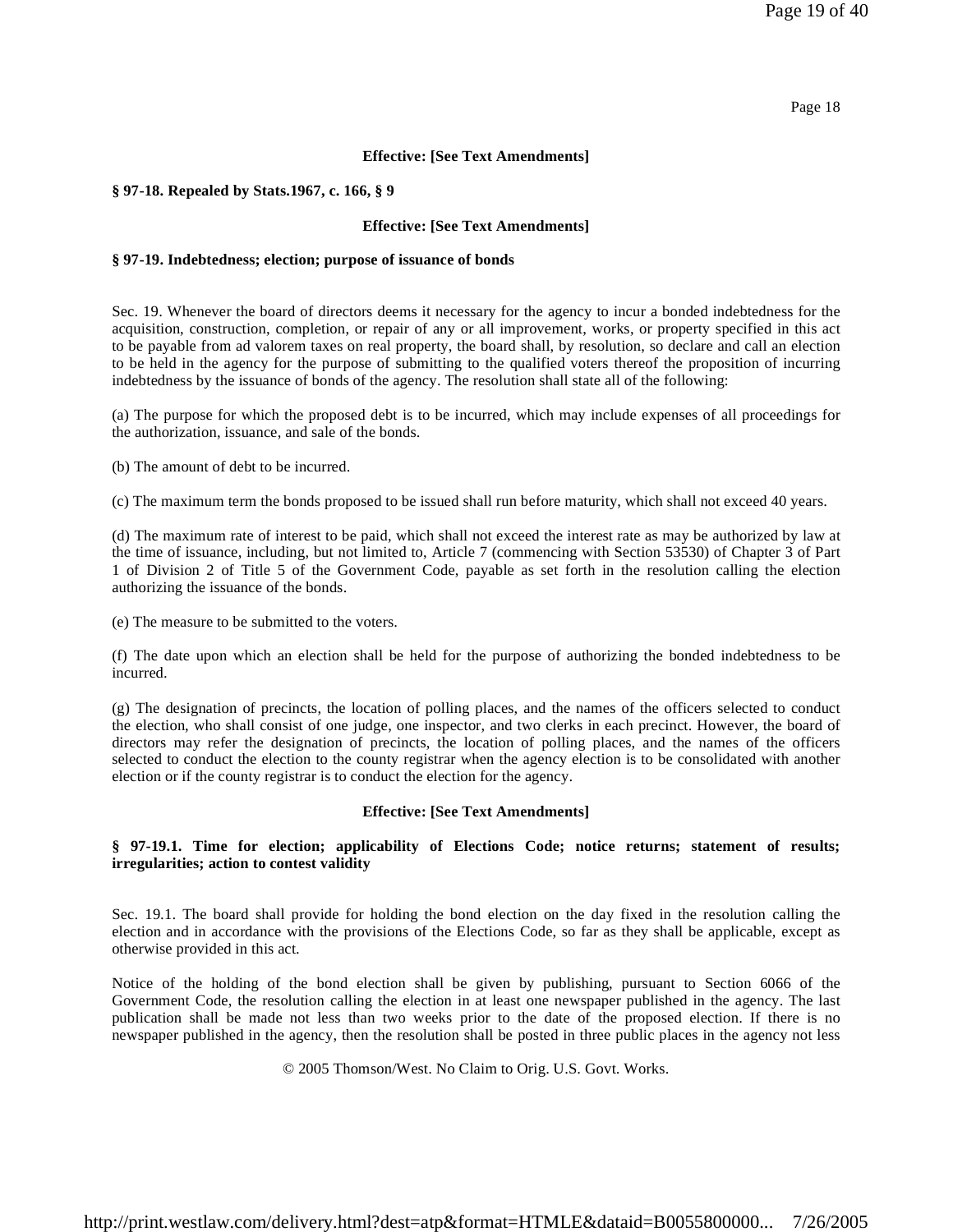**Effective: [See Text Amendments]**

**§ 97-18. Repealed by Stats.1967, c. 166, § 9**

**Effective: [See Text Amendments]**

**§ 97-19. Indebtedness; election; purpose of issuance of bonds**

Sec. 19. Whenever the board of directors deems it necessary for the agency to incur a bonded indebtedness for the acquisition, construction, completion, or repair of any or all improvement, works, or property specified in this act to be payable from ad valorem taxes on real property, the board shall, by resolution, so declare and call an election to be held in the agency for the purpose of submitting to the qualified voters thereof the proposition of incurring indebtedness by the issuance of bonds of the agency. The resolution shall state all of the following:

(a) The purpose for which the proposed debt is to be incurred, which may include expenses of all proceedings for the authorization, issuance, and sale of the bonds.

(b) The amount of debt to be incurred.

(c) The maximum term the bonds proposed to be issued shall run before maturity, which shall not exceed 40 years.

(d) The maximum rate of interest to be paid, which shall not exceed the interest rate as may be authorized by law at the time of issuance, including, but not limited to, Article 7 (commencing with Section 53530) of Chapter 3 of Part 1 of Division 2 of Title 5 of the Government Code, payable as set forth in the resolution calling the election authorizing the issuance of the bonds.

(e) The measure to be submitted to the voters.

(f) The date upon which an election shall be held for the purpose of authorizing the bonded indebtedness to be incurred.

(g) The designation of precincts, the location of polling places, and the names of the officers selected to conduct the election, who shall consist of one judge, one inspector, and two clerks in each precinct. However, the board of directors may refer the designation of precincts, the location of polling places, and the names of the officers selected to conduct the election to the county registrar when the agency election is to be consolidated with another election or if the county registrar is to conduct the election for the agency.

**Effective: [See Text Amendments]**

**§ 97-19.1. Time for election; applicability of Elections Code; notice returns; statement of results; irregularities; action to contest validity**

Sec. 19.1. The board shall provide for holding the bond election on the day fixed in the resolution calling the election and in accordance with the provisions of the Elections Code, so far as they shall be applicable, except as otherwise provided in this act.

Notice of the holding of the bond election shall be given by publishing, pursuant to Section 6066 of the Government Code, the resolution calling the election in at least one newspaper published in the agency. The last publication shall be made not less than two weeks prior to the date of the proposed election. If there is no newspaper published in the agency, then the resolution shall be posted in three public places in the agency not less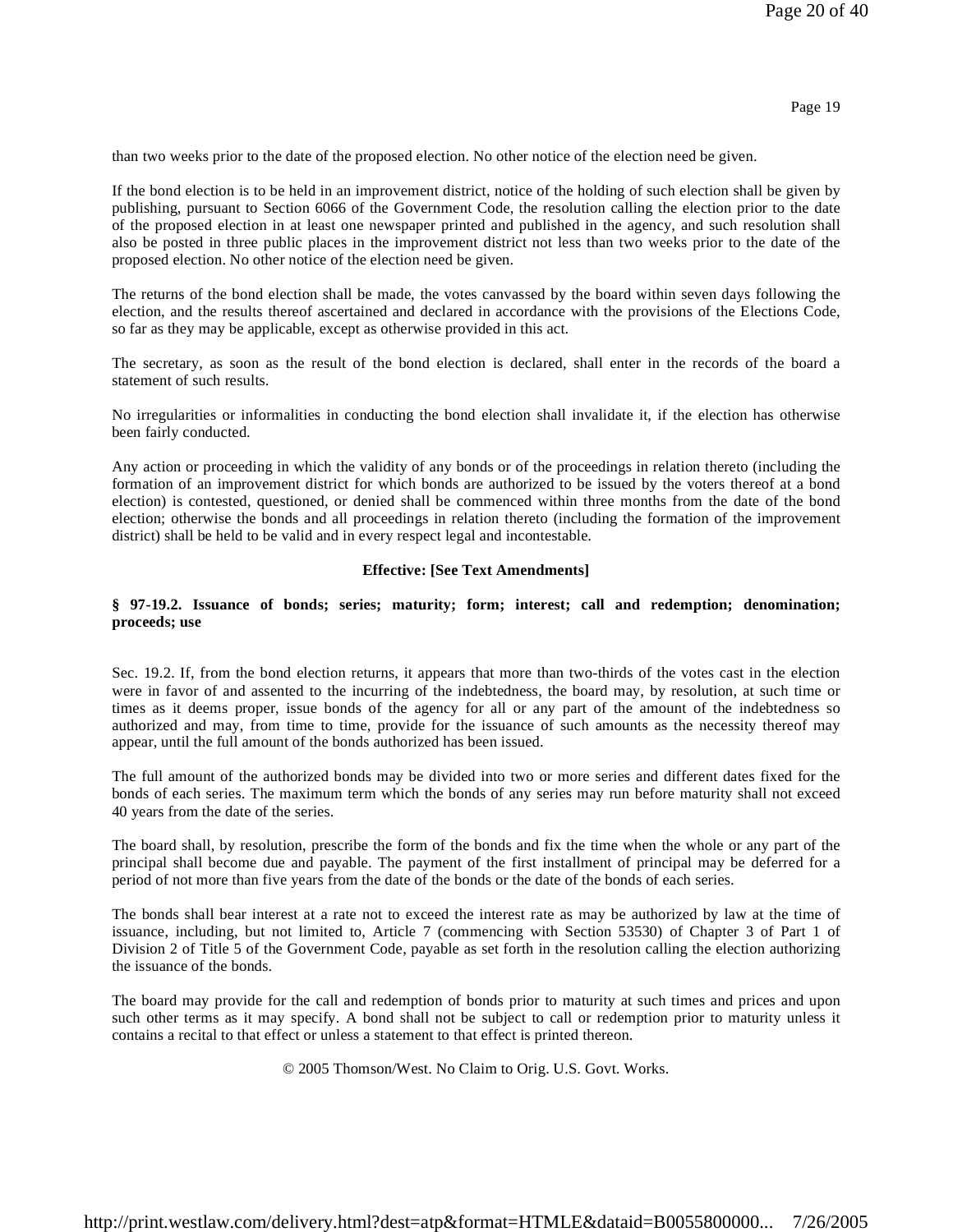than two weeks prior to the date of the proposed election. No other notice of the election need be given.

If the bond election is to be held in an improvement district, notice of the holding of such election shall be given by publishing, pursuant to Section 6066 of the Government Code, the resolution calling the election prior to the date of the proposed election in at least one newspaper printed and published in the agency, and such resolution shall also be posted in three public places in the improvement district not less than two weeks prior to the date of the proposed election. No other notice of the election need be given.

The returns of the bond election shall be made, the votes canvassed by the board within seven days following the election, and the results thereof ascertained and declared in accordance with the provisions of the Elections Code, so far as they may be applicable, except as otherwise provided in this act.

The secretary, as soon as the result of the bond election is declared, shall enter in the records of the board a statement of such results.

No irregularities or informalities in conducting the bond election shall invalidate it, if the election has otherwise been fairly conducted.

Any action or proceeding in which the validity of any bonds or of the proceedings in relation thereto (including the formation of an improvement district for which bonds are authorized to be issued by the voters thereof at a bond election) is contested, questioned, or denied shall be commenced within three months from the date of the bond election; otherwise the bonds and all proceedings in relation thereto (including the formation of the improvement district) shall be held to be valid and in every respect legal and incontestable.

**Effective: [See Text Amendments]**

**§ 97-19.2. Issuance of bonds; series; maturity; form; interest; call and redemption; denomination; proceeds; use**

Sec. 19.2. If, from the bond election returns, it appears that more than two-thirds of the votes cast in the election were in favor of and assented to the incurring of the indebtedness, the board may, by resolution, at such time or times as it deems proper, issue bonds of the agency for all or any part of the amount of the indebtedness so authorized and may, from time to time, provide for the issuance of such amounts as the necessity thereof may appear, until the full amount of the bonds authorized has been issued.

The full amount of the authorized bonds may be divided into two or more series and different dates fixed for the bonds of each series. The maximum term which the bonds of any series may run before maturity shall not exceed 40 years from the date of the series.

The board shall, by resolution, prescribe the form of the bonds and fix the time when the whole or any part of the principal shall become due and payable. The payment of the first installment of principal may be deferred for a period of not more than five years from the date of the bonds or the date of the bonds of each series.

The bonds shall bear interest at a rate not to exceed the interest rate as may be authorized by law at the time of issuance, including, but not limited to, Article 7 (commencing with Section 53530) of Chapter 3 of Part 1 of Division 2 of Title 5 of the Government Code, payable as set forth in the resolution calling the election authorizing the issuance of the bonds.

The board may provide for the call and redemption of bonds prior to maturity at such times and prices and upon such other terms as it may specify. A bond shall not be subject to call or redemption prior to maturity unless it contains a recital to that effect or unless a statement to that effect is printed thereon.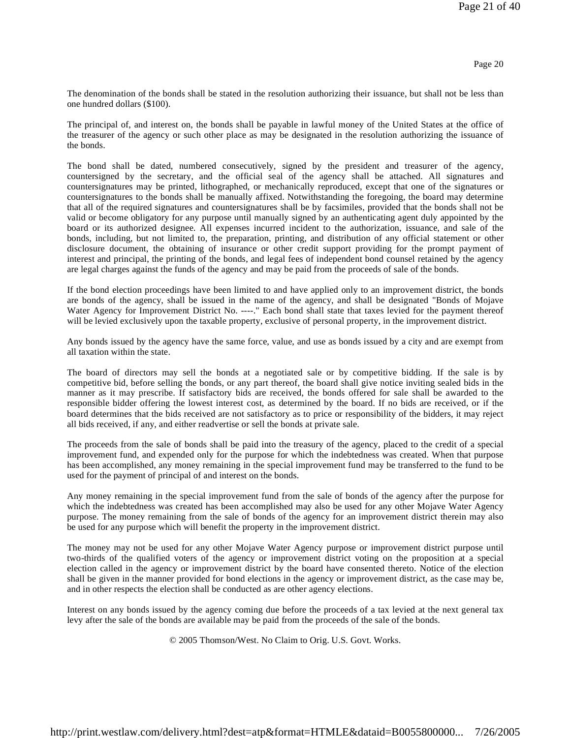The denomination of the bonds shall be stated in the resolution authorizing their issuance, but shall not be less than one hundred dollars ($100).

The principal of, and interest on, the bonds shall be payable in lawful money of the United States at the office of the treasurer of the agency or such other place as may be designated in the resolution authorizing the issuance of the bonds.

The bond shall be dated, numbered consecutively, signed by the president and treasurer of the agency, countersigned by the secretary, and the official seal of the agency shall be attached. All signatures and countersignatures may be printed, lithographed, or mechanically reproduced, except that one of the signatures or countersignatures to the bonds shall be manually affixed. Notwithstanding the foregoing, the board may determine that all of the required signatures and countersignatures shall be by facsimiles, provided that the bonds shall not be valid or become obligatory for any purpose until manually signed by an authenticating agent duly appointed by the board or its authorized designee. All expenses incurred incident to the authorization, issuance, and sale of the bonds, including, but not limited to, the preparation, printing, and distribution of any official statement or other disclosure document, the obtaining of insurance or other credit support providing for the prompt payment of interest and principal, the printing of the bonds, and legal fees of independent bond counsel retained by the agency are legal charges against the funds of the agency and may be paid from the proceeds of sale of the bonds.

If the bond election proceedings have been limited to and have applied only to an improvement district, the bonds are bonds of the agency, shall be issued in the name of the agency, and shall be designated "Bonds of Mojave Water Agency for Improvement District No. ----." Each bond shall state that taxes levied for the payment thereof will be levied exclusively upon the taxable property, exclusive of personal property, in the improvement district.

Any bonds issued by the agency have the same force, value, and use as bonds issued by a city and are exempt from all taxation within the state.

The board of directors may sell the bonds at a negotiated sale or by competitive bidding. If the sale is by competitive bid, before selling the bonds, or any part thereof, the board shall give notice inviting sealed bids in the manner as it may prescribe. If satisfactory bids are received, the bonds offered for sale shall be awarded to the responsible bidder offering the lowest interest cost, as determined by the board. If no bids are received, or if the board determines that the bids received are not satisfactory as to price or responsibility of the bidders, it may reject all bids received, if any, and either readvertise or sell the bonds at private sale.

The proceeds from the sale of bonds shall be paid into the treasury of the agency, placed to the credit of a special improvement fund, and expended only for the purpose for which the indebtedness was created. When that purpose has been accomplished, any money remaining in the special improvement fund may be transferred to the fund to be used for the payment of principal of and interest on the bonds.

Any money remaining in the special improvement fund from the sale of bonds of the agency after the purpose for which the indebtedness was created has been accomplished may also be used for any other Mojave Water Agency purpose. The money remaining from the sale of bonds of the agency for an improvement district therein may also be used for any purpose which will benefit the property in the improvement district.

The money may not be used for any other Mojave Water Agency purpose or improvement district purpose until two-thirds of the qualified voters of the agency or improvement district voting on the proposition at a special election called in the agency or improvement district by the board have consented thereto. Notice of the election shall be given in the manner provided for bond elections in the agency or improvement district, as the case may be, and in other respects the election shall be conducted as are other agency elections.

Interest on any bonds issued by the agency coming due before the proceeds of a tax levied at the next general tax levy after the sale of the bonds are available may be paid from the proceeds of the sale of the bonds.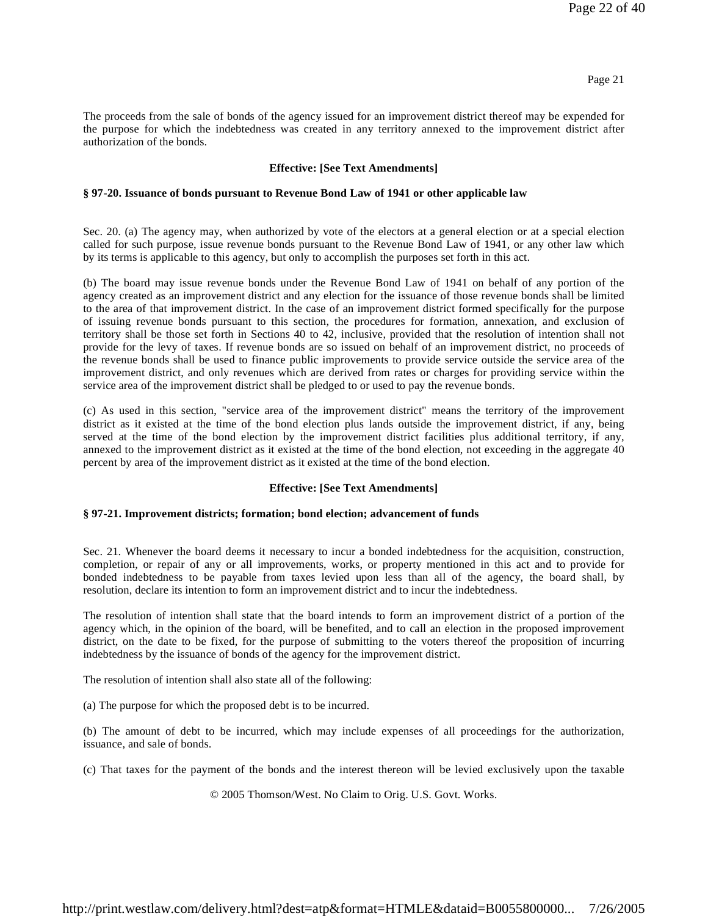The proceeds from the sale of bonds of the agency issued for an improvement district thereof may be expended for the purpose for which the indebtedness was created in any territory annexed to the improvement district after authorization of the bonds.

**Effective: [See Text Amendments]**

**§ 97-20. Issuance of bonds pursuant to Revenue Bond Law of 1941 or other applicable law**

Sec. 20. (a) The agency may, when authorized by vote of the electors at a general election or at a special election called for such purpose, issue revenue bonds pursuant to the Revenue Bond Law of 1941, or any other law which by its terms is applicable to this agency, but only to accomplish the purposes set forth in this act.

(b) The board may issue revenue bonds under the Revenue Bond Law of 1941 on behalf of any portion of the agency created as an improvement district and any election for the issuance of those revenue bonds shall be limited to the area of that improvement district. In the case of an improvement district formed specifically for the purpose of issuing revenue bonds pursuant to this section, the procedures for formation, annexation, and exclusion of territory shall be those set forth in Sections 40 to 42, inclusive, provided that the resolution of intention shall not provide for the levy of taxes. If revenue bonds are so issued on behalf of an improvement district, no proceeds of the revenue bonds shall be used to finance public improvements to provide service outside the service area of the improvement district, and only revenues which are derived from rates or charges for providing service within the service area of the improvement district shall be pledged to or used to pay the revenue bonds.

(c) As used in this section, "service area of the improvement district" means the territory of the improvement district as it existed at the time of the bond election plus lands outside the improvement district, if any, being served at the time of the bond election by the improvement district facilities plus additional territory, if any, annexed to the improvement district as it existed at the time of the bond election, not exceeding in the aggregate 40 percent by area of the improvement district as it existed at the time of the bond election.

**Effective: [See Text Amendments]**

**§ 97-21. Improvement districts; formation; bond election; advancement of funds**

Sec. 21. Whenever the board deems it necessary to incur a bonded indebtedness for the acquisition, construction, completion, or repair of any or all improvements, works, or property mentioned in this act and to provide for bonded indebtedness to be payable from taxes levied upon less than all of the agency, the board shall, by resolution, declare its intention to form an improvement district and to incur the indebtedness.

The resolution of intention shall state that the board intends to form an improvement district of a portion of the agency which, in the opinion of the board, will be benefited, and to call an election in the proposed improvement district, on the date to be fixed, for the purpose of submitting to the voters thereof the proposition of incurring indebtedness by the issuance of bonds of the agency for the improvement district.

The resolution of intention shall also state all of the following:

(a) The purpose for which the proposed debt is to be incurred.

(b) The amount of debt to be incurred, which may include expenses of all proceedings for the authorization, issuance, and sale of bonds.

(c) That taxes for the payment of the bonds and the interest thereon will be levied exclusively upon the taxable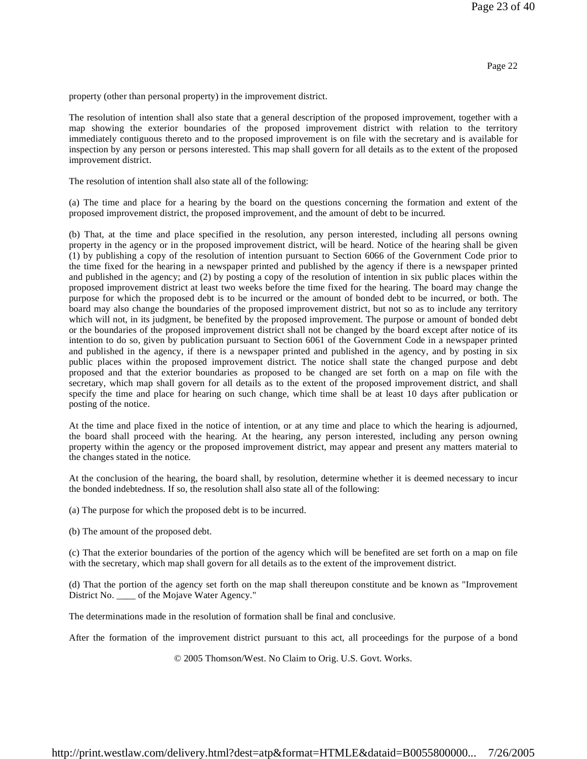property (other than personal property) in the improvement district.

The resolution of intention shall also state that a general description of the proposed improvement, together with a map showing the exterior boundaries of the proposed improvement district with relation to the territory immediately contiguous thereto and to the proposed improvement is on file with the secretary and is available for inspection by any person or persons interested. This map shall govern for all details as to the extent of the proposed improvement district.

The resolution of intention shall also state all of the following:

(a) The time and place for a hearing by the board on the questions concerning the formation and extent of the proposed improvement district, the proposed improvement, and the amount of debt to be incurred.

(b) That, at the time and place specified in the resolution, any person interested, including all persons owning property in the agency or in the proposed improvement district, will be heard. Notice of the hearing shall be given (1) by publishing a copy of the resolution of intention pursuant to Section 6066 of the Government Code prior to the time fixed for the hearing in a newspaper printed and published by the agency if there is a newspaper printed and published in the agency; and (2) by posting a copy of the resolution of intention in six public places within the proposed improvement district at least two weeks before the time fixed for the hearing. The board may change the purpose for which the proposed debt is to be incurred or the amount of bonded debt to be incurred, or both. The board may also change the boundaries of the proposed improvement district, but not so as to include any territory which will not, in its judgment, be benefited by the proposed improvement. The purpose or amount of bonded debt or the boundaries of the proposed improvement district shall not be changed by the board except after notice of its intention to do so, given by publication pursuant to Section 6061 of the Government Code in a newspaper printed and published in the agency, if there is a newspaper printed and published in the agency, and by posting in six public places within the proposed improvement district. The notice shall state the changed purpose and debt proposed and that the exterior boundaries as proposed to be changed are set forth on a map on file with the secretary, which map shall govern for all details as to the extent of the proposed improvement district, and shall specify the time and place for hearing on such change, which time shall be at least 10 days after publication or posting of the notice.

At the time and place fixed in the notice of intention, or at any time and place to which the hearing is adjourned, the board shall proceed with the hearing. At the hearing, any person interested, including any person owning property within the agency or the proposed improvement district, may appear and present any matters material to the changes stated in the notice.

At the conclusion of the hearing, the board shall, by resolution, determine whether it is deemed necessary to incur the bonded indebtedness. If so, the resolution shall also state all of the following:

(a) The purpose for which the proposed debt is to be incurred.

(b) The amount of the proposed debt.

(c) That the exterior boundaries of the portion of the agency which will be benefited are set forth on a map on file with the secretary, which map shall govern for all details as to the extent of the improvement district.

(d) That the portion of the agency set forth on the map shall thereupon constitute and be known as "Improvement District No. ____ of the Mojave Water Agency."

The determinations made in the resolution of formation shall be final and conclusive.

After the formation of the improvement district pursuant to this act, all proceedings for the purpose of a bond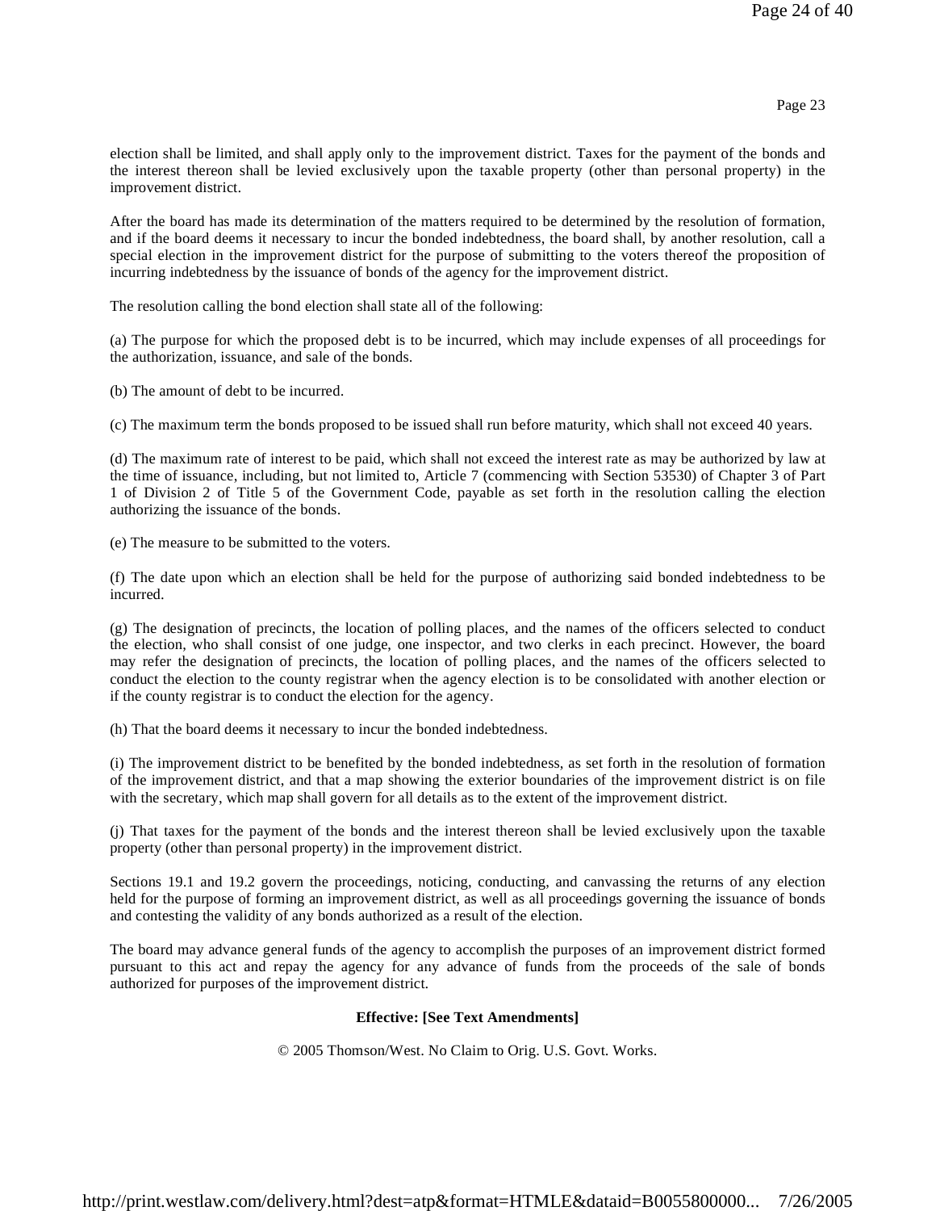election shall be limited, and shall apply only to the improvement district. Taxes for the payment of the bonds and the interest thereon shall be levied exclusively upon the taxable property (other than personal property) in the improvement district.

After the board has made its determination of the matters required to be determined by the resolution of formation, and if the board deems it necessary to incur the bonded indebtedness, the board shall, by another resolution, call a special election in the improvement district for the purpose of submitting to the voters thereof the proposition of incurring indebtedness by the issuance of bonds of the agency for the improvement district.

The resolution calling the bond election shall state all of the following:

(a) The purpose for which the proposed debt is to be incurred, which may include expenses of all proceedings for the authorization, issuance, and sale of the bonds.

(b) The amount of debt to be incurred.

(c) The maximum term the bonds proposed to be issued shall run before maturity, which shall not exceed 40 years.

(d) The maximum rate of interest to be paid, which shall not exceed the interest rate as may be authorized by law at the time of issuance, including, but not limited to, Article 7 (commencing with Section 53530) of Chapter 3 of Part 1 of Division 2 of Title 5 of the Government Code, payable as set forth in the resolution calling the election authorizing the issuance of the bonds.

(e) The measure to be submitted to the voters.

(f) The date upon which an election shall be held for the purpose of authorizing said bonded indebtedness to be incurred.

(g) The designation of precincts, the location of polling places, and the names of the officers selected to conduct the election, who shall consist of one judge, one inspector, and two clerks in each precinct. However, the board may refer the designation of precincts, the location of polling places, and the names of the officers selected to conduct the election to the county registrar when the agency election is to be consolidated with another election or if the county registrar is to conduct the election for the agency.

(h) That the board deems it necessary to incur the bonded indebtedness.

(i) The improvement district to be benefited by the bonded indebtedness, as set forth in the resolution of formation of the improvement district, and that a map showing the exterior boundaries of the improvement district is on file with the secretary, which map shall govern for all details as to the extent of the improvement district.

(j) That taxes for the payment of the bonds and the interest thereon shall be levied exclusively upon the taxable property (other than personal property) in the improvement district.

Sections 19.1 and 19.2 govern the proceedings, noticing, conducting, and canvassing the returns of any election held for the purpose of forming an improvement district, as well as all proceedings governing the issuance of bonds and contesting the validity of any bonds authorized as a result of the election.

The board may advance general funds of the agency to accomplish the purposes of an improvement district formed pursuant to this act and repay the agency for any advance of funds from the proceeds of the sale of bonds authorized for purposes of the improvement district.

**Effective: [See Text Amendments]**

© 2005 Thomson/West. No Claim to Orig. U.S. Govt. Works.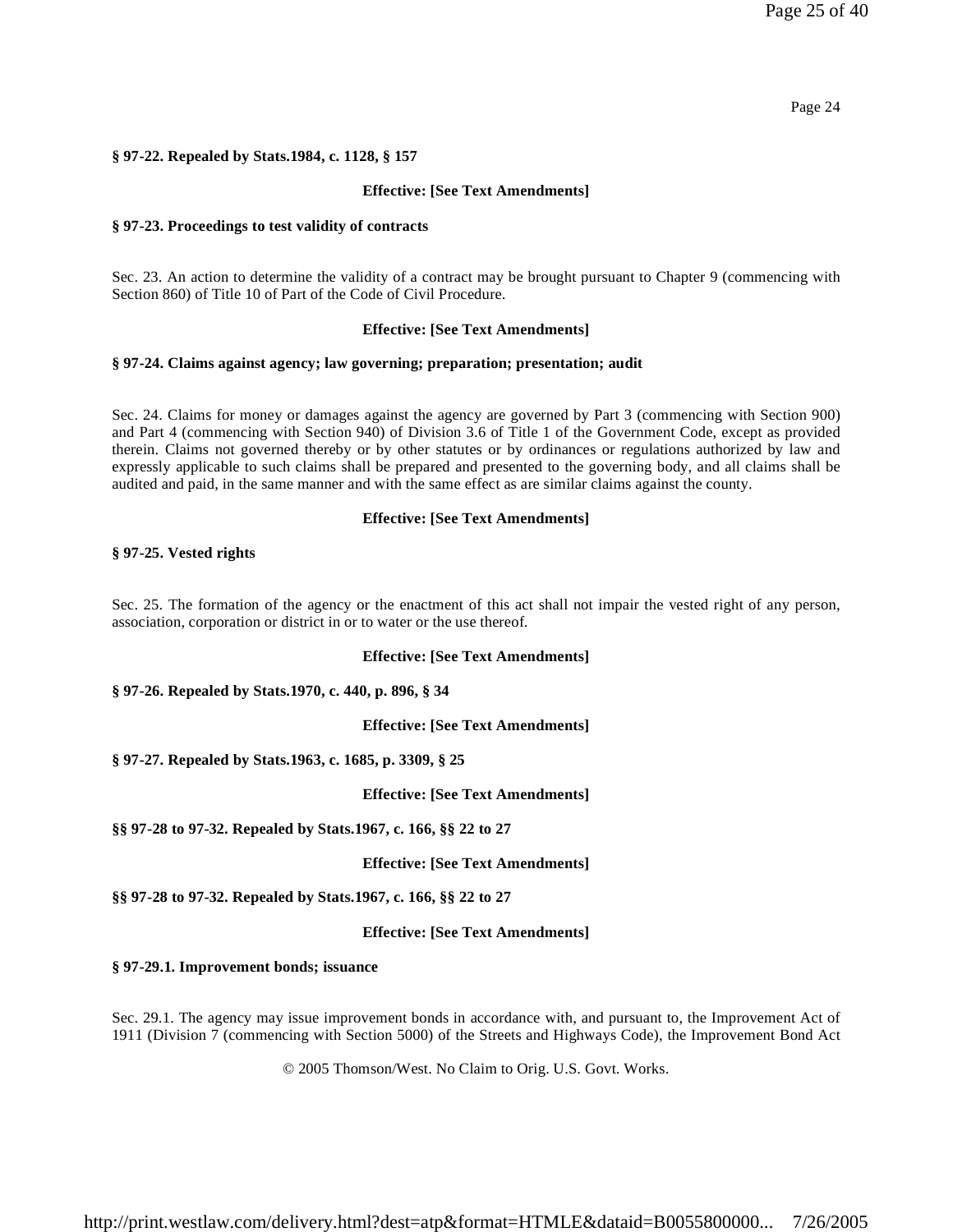**§ 97-22. Repealed by Stats.1984, c. 1128, § 157**

**Effective: [See Text Amendments]**

**§ 97-23. Proceedings to test validity of contracts**

Sec. 23. An action to determine the validity of a contract may be brought pursuant to Chapter 9 (commencing with Section 860) of Title 10 of Part of the Code of Civil Procedure.

**Effective: [See Text Amendments]**

**§ 97-24. Claims against agency; law governing; preparation; presentation; audit**

Sec. 24. Claims for money or damages against the agency are governed by Part 3 (commencing with Section 900) and Part 4 (commencing with Section 940) of Division 3.6 of Title 1 of the Government Code, except as provided therein. Claims not governed thereby or by other statutes or by ordinances or regulations authorized by law and expressly applicable to such claims shall be prepared and presented to the governing body, and all claims shall be audited and paid, in the same manner and with the same effect as are similar claims against the county.

**Effective: [See Text Amendments]**

**§ 97-25. Vested rights**

Sec. 25. The formation of the agency or the enactment of this act shall not impair the vested right of any person, association, corporation or district in or to water or the use thereof.

**Effective: [See Text Amendments]**

**§ 97-26. Repealed by Stats.1970, c. 440, p. 896, § 34**

**Effective: [See Text Amendments]**

**§ 97-27. Repealed by Stats.1963, c. 1685, p. 3309, § 25**

**Effective: [See Text Amendments]**

**§§ 97-28 to 97-32. Repealed by Stats.1967, c. 166, §§ 22 to 27**

**Effective: [See Text Amendments]**

**§§ 97-28 to 97-32. Repealed by Stats.1967, c. 166, §§ 22 to 27**

**Effective: [See Text Amendments]**

**§ 97-29.1. Improvement bonds; issuance**

Sec. 29.1. The agency may issue improvement bonds in accordance with, and pursuant to, the Improvement Act of 1911 (Division 7 (commencing with Section 5000) of the Streets and Highways Code), the Improvement Bond Act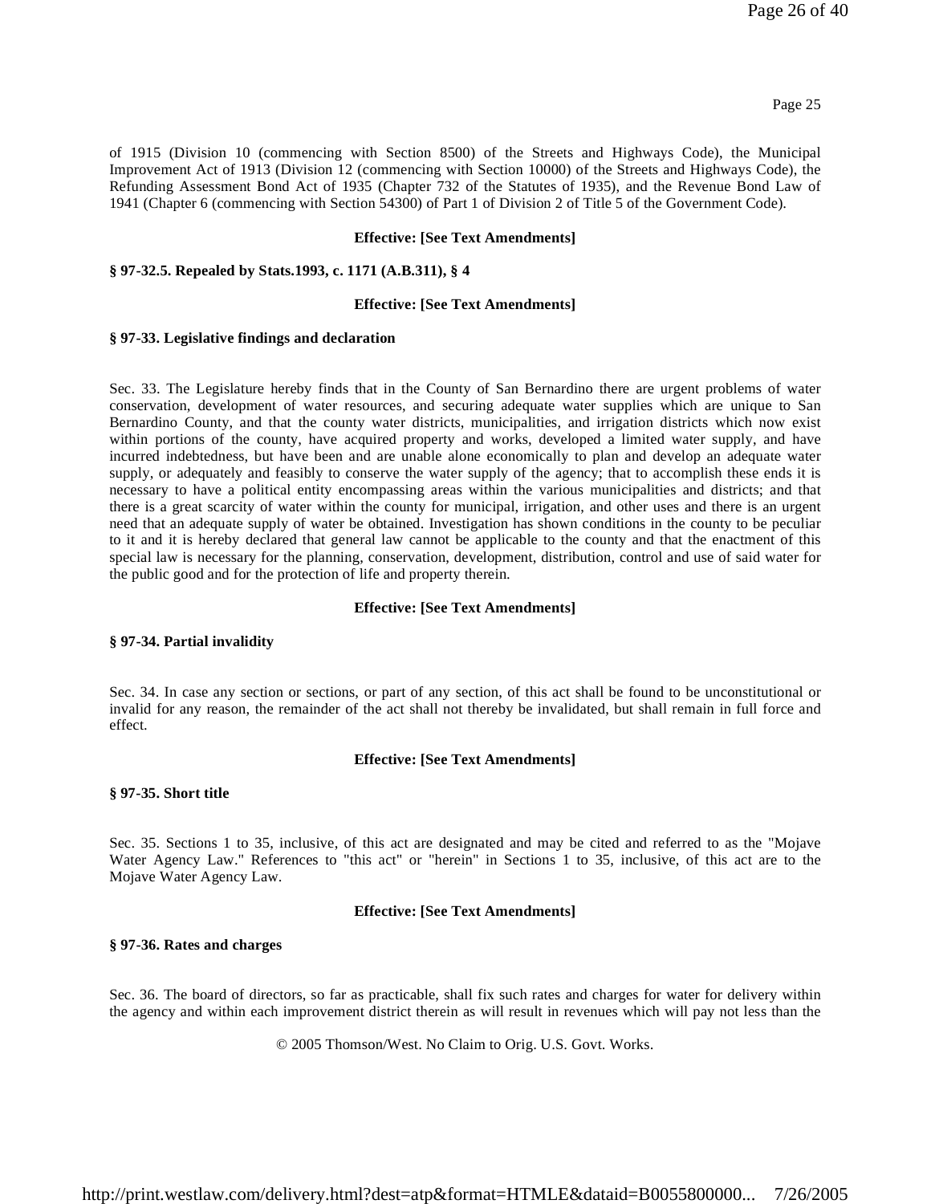of 1915 (Division 10 (commencing with Section 8500) of the Streets and Highways Code), the Municipal Improvement Act of 1913 (Division 12 (commencing with Section 10000) of the Streets and Highways Code), the Refunding Assessment Bond Act of 1935 (Chapter 732 of the Statutes of 1935), and the Revenue Bond Law of 1941 (Chapter 6 (commencing with Section 54300) of Part 1 of Division 2 of Title 5 of the Government Code).

**Effective: [See Text Amendments]**

**§ 97-32.5. Repealed by Stats.1993, c. 1171 (A.B.311), § 4**

**Effective: [See Text Amendments]**

**§ 97-33. Legislative findings and declaration**

Sec. 33. The Legislature hereby finds that in the County of San Bernardino there are urgent problems of water conservation, development of water resources, and securing adequate water supplies which are unique to San Bernardino County, and that the county water districts, municipalities, and irrigation districts which now exist within portions of the county, have acquired property and works, developed a limited water supply, and have incurred indebtedness, but have been and are unable alone economically to plan and develop an adequate water supply, or adequately and feasibly to conserve the water supply of the agency; that to accomplish these ends it is necessary to have a political entity encompassing areas within the various municipalities and districts; and that there is a great scarcity of water within the county for municipal, irrigation, and other uses and there is an urgent need that an adequate supply of water be obtained. Investigation has shown conditions in the county to be peculiar to it and it is hereby declared that general law cannot be applicable to the county and that the enactment of this special law is necessary for the planning, conservation, development, distribution, control and use of said water for the public good and for the protection of life and property therein.

**Effective: [See Text Amendments]**

**§ 97-34. Partial invalidity**

Sec. 34. In case any section or sections, or part of any section, of this act shall be found to be unconstitutional or invalid for any reason, the remainder of the act shall not thereby be invalidated, but shall remain in full force and effect.

**Effective: [See Text Amendments]**

**§ 97-35. Short title**

Sec. 35. Sections 1 to 35, inclusive, of this act are designated and may be cited and referred to as the "Mojave Water Agency Law." References to "this act" or "herein" in Sections 1 to 35, inclusive, of this act are to the Mojave Water Agency Law.

**Effective: [See Text Amendments]**

**§ 97-36. Rates and charges**

Sec. 36. The board of directors, so far as practicable, shall fix such rates and charges for water for delivery within the agency and within each improvement district therein as will result in revenues which will pay not less than the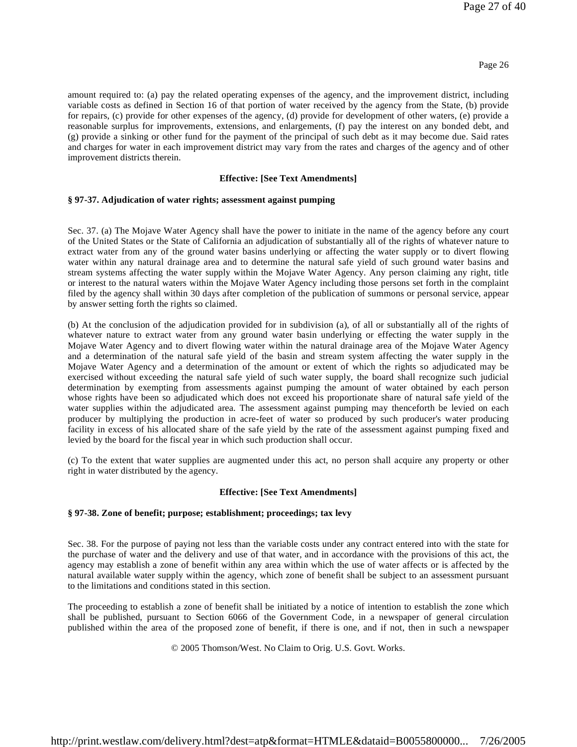amount required to: (a) pay the related operating expenses of the agency, and the improvement district, including variable costs as defined in Section 16 of that portion of water received by the agency from the State, (b) provide for repairs, (c) provide for other expenses of the agency, (d) provide for development of other waters, (e) provide a reasonable surplus for improvements, extensions, and enlargements, (f) pay the interest on any bonded debt, and (g) provide a sinking or other fund for the payment of the principal of such debt as it may become due. Said rates and charges for water in each improvement district may vary from the rates and charges of the agency and of other improvement districts therein.

**Effective: [See Text Amendments]**

**§ 97-37. Adjudication of water rights; assessment against pumping**

Sec. 37. (a) The Mojave Water Agency shall have the power to initiate in the name of the agency before any court of the United States or the State of California an adjudication of substantially all of the rights of whatever nature to extract water from any of the ground water basins underlying or affecting the water supply or to divert flowing water within any natural drainage area and to determine the natural safe yield of such ground water basins and stream systems affecting the water supply within the Mojave Water Agency. Any person claiming any right, title or interest to the natural waters within the Mojave Water Agency including those persons set forth in the complaint filed by the agency shall within 30 days after completion of the publication of summons or personal service, appear by answer setting forth the rights so claimed.

(b) At the conclusion of the adjudication provided for in subdivision (a), of all or substantially all of the rights of whatever nature to extract water from any ground water basin underlying or effecting the water supply in the Mojave Water Agency and to divert flowing water within the natural drainage area of the Mojave Water Agency and a determination of the natural safe yield of the basin and stream system affecting the water supply in the Mojave Water Agency and a determination of the amount or extent of which the rights so adjudicated may be exercised without exceeding the natural safe yield of such water supply, the board shall recognize such judicial determination by exempting from assessments against pumping the amount of water obtained by each person whose rights have been so adjudicated which does not exceed his proportionate share of natural safe yield of the water supplies within the adjudicated area. The assessment against pumping may thenceforth be levied on each producer by multiplying the production in acre-feet of water so produced by such producer's water producing facility in excess of his allocated share of the safe yield by the rate of the assessment against pumping fixed and levied by the board for the fiscal year in which such production shall occur.

(c) To the extent that water supplies are augmented under this act, no person shall acquire any property or other right in water distributed by the agency.

**Effective: [See Text Amendments]**

**§ 97-38. Zone of benefit; purpose; establishment; proceedings; tax levy**

Sec. 38. For the purpose of paying not less than the variable costs under any contract entered into with the state for the purchase of water and the delivery and use of that water, and in accordance with the provisions of this act, the agency may establish a zone of benefit within any area within which the use of water affects or is affected by the natural available water supply within the agency, which zone of benefit shall be subject to an assessment pursuant to the limitations and conditions stated in this section.

The proceeding to establish a zone of benefit shall be initiated by a notice of intention to establish the zone which shall be published, pursuant to Section 6066 of the Government Code, in a newspaper of general circulation published within the area of the proposed zone of benefit, if there is one, and if not, then in such a newspaper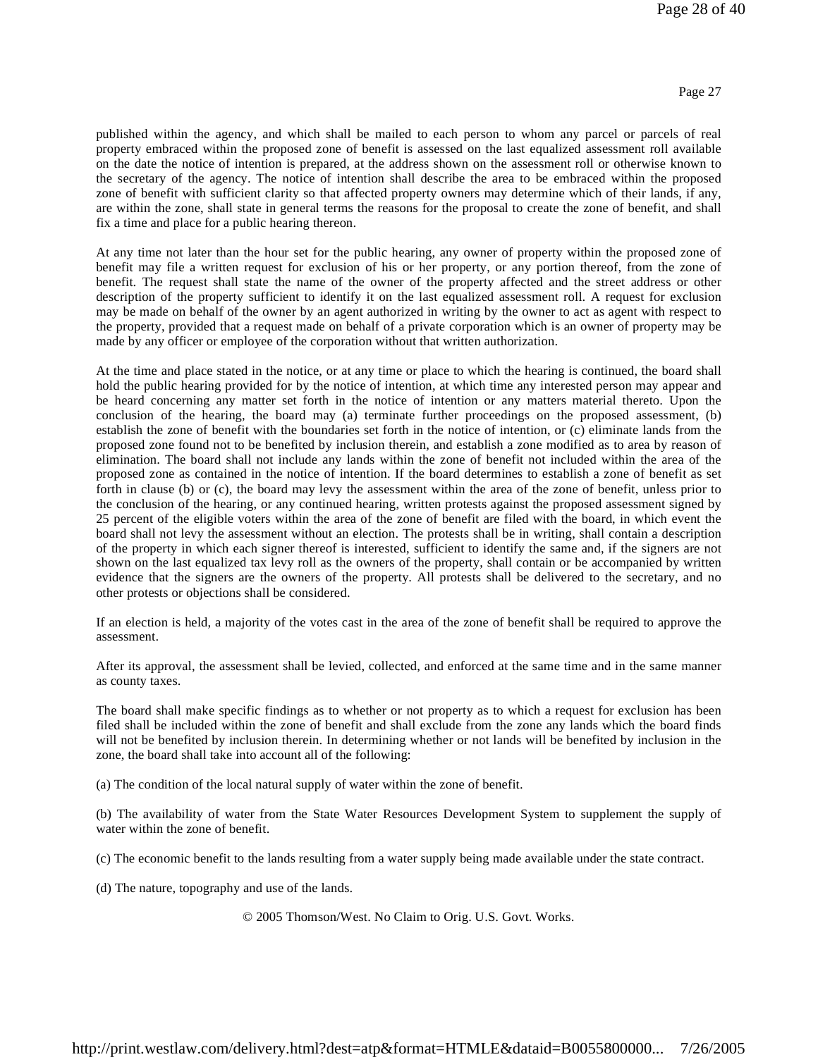published within the agency, and which shall be mailed to each person to whom any parcel or parcels of real property embraced within the proposed zone of benefit is assessed on the last equalized assessment roll available on the date the notice of intention is prepared, at the address shown on the assessment roll or otherwise known to the secretary of the agency. The notice of intention shall describe the area to be embraced within the proposed zone of benefit with sufficient clarity so that affected property owners may determine which of their lands, if any, are within the zone, shall state in general terms the reasons for the proposal to create the zone of benefit, and shall fix a time and place for a public hearing thereon.

At any time not later than the hour set for the public hearing, any owner of property within the proposed zone of benefit may file a written request for exclusion of his or her property, or any portion thereof, from the zone of benefit. The request shall state the name of the owner of the property affected and the street address or other description of the property sufficient to identify it on the last equalized assessment roll. A request for exclusion may be made on behalf of the owner by an agent authorized in writing by the owner to act as agent with respect to the property, provided that a request made on behalf of a private corporation which is an owner of property may be made by any officer or employee of the corporation without that written authorization.

At the time and place stated in the notice, or at any time or place to which the hearing is continued, the board shall hold the public hearing provided for by the notice of intention, at which time any interested person may appear and be heard concerning any matter set forth in the notice of intention or any matters material thereto. Upon the conclusion of the hearing, the board may (a) terminate further proceedings on the proposed assessment, (b) establish the zone of benefit with the boundaries set forth in the notice of intention, or (c) eliminate lands from the proposed zone found not to be benefited by inclusion therein, and establish a zone modified as to area by reason of elimination. The board shall not include any lands within the zone of benefit not included within the area of the proposed zone as contained in the notice of intention. If the board determines to establish a zone of benefit as set forth in clause (b) or (c), the board may levy the assessment within the area of the zone of benefit, unless prior to the conclusion of the hearing, or any continued hearing, written protests against the proposed assessment signed by 25 percent of the eligible voters within the area of the zone of benefit are filed with the board, in which event the board shall not levy the assessment without an election. The protests shall be in writing, shall contain a description of the property in which each signer thereof is interested, sufficient to identify the same and, if the signers are not shown on the last equalized tax levy roll as the owners of the property, shall contain or be accompanied by written evidence that the signers are the owners of the property. All protests shall be delivered to the secretary, and no other protests or objections shall be considered.

If an election is held, a majority of the votes cast in the area of the zone of benefit shall be required to approve the assessment.

After its approval, the assessment shall be levied, collected, and enforced at the same time and in the same manner as county taxes.

The board shall make specific findings as to whether or not property as to which a request for exclusion has been filed shall be included within the zone of benefit and shall exclude from the zone any lands which the board finds will not be benefited by inclusion therein. In determining whether or not lands will be benefited by inclusion in the zone, the board shall take into account all of the following:

(a) The condition of the local natural supply of water within the zone of benefit.

(b) The availability of water from the State Water Resources Development System to supplement the supply of water within the zone of benefit.

(c) The economic benefit to the lands resulting from a water supply being made available under the state contract.

(d) The nature, topography and use of the lands.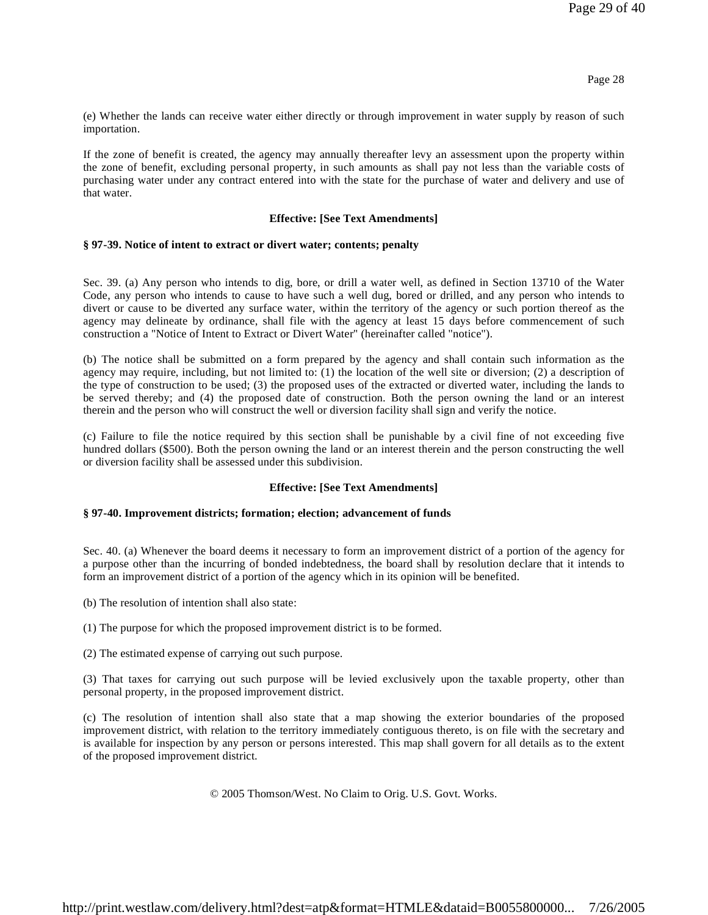(e) Whether the lands can receive water either directly or through improvement in water supply by reason of such importation.

If the zone of benefit is created, the agency may annually thereafter levy an assessment upon the property within the zone of benefit, excluding personal property, in such amounts as shall pay not less than the variable costs of purchasing water under any contract entered into with the state for the purchase of water and delivery and use of that water.

**Effective: [See Text Amendments]**

**§ 97-39. Notice of intent to extract or divert water; contents; penalty**

Sec. 39. (a) Any person who intends to dig, bore, or drill a water well, as defined in Section 13710 of the Water Code, any person who intends to cause to have such a well dug, bored or drilled, and any person who intends to divert or cause to be diverted any surface water, within the territory of the agency or such portion thereof as the agency may delineate by ordinance, shall file with the agency at least 15 days before commencement of such construction a "Notice of Intent to Extract or Divert Water" (hereinafter called "notice").

(b) The notice shall be submitted on a form prepared by the agency and shall contain such information as the agency may require, including, but not limited to: (1) the location of the well site or diversion; (2) a description of the type of construction to be used; (3) the proposed uses of the extracted or diverted water, including the lands to be served thereby; and (4) the proposed date of construction. Both the person owning the land or an interest therein and the person who will construct the well or diversion facility shall sign and verify the notice.

(c) Failure to file the notice required by this section shall be punishable by a civil fine of not exceeding five hundred dollars ($500). Both the person owning the land or an interest therein and the person constructing the well or diversion facility shall be assessed under this subdivision.

**Effective: [See Text Amendments]**

**§ 97-40. Improvement districts; formation; election; advancement of funds**

Sec. 40. (a) Whenever the board deems it necessary to form an improvement district of a portion of the agency for a purpose other than the incurring of bonded indebtedness, the board shall by resolution declare that it intends to form an improvement district of a portion of the agency which in its opinion will be benefited.

(b) The resolution of intention shall also state:

(1) The purpose for which the proposed improvement district is to be formed.

(2) The estimated expense of carrying out such purpose.

(3) That taxes for carrying out such purpose will be levied exclusively upon the taxable property, other than personal property, in the proposed improvement district.

(c) The resolution of intention shall also state that a map showing the exterior boundaries of the proposed improvement district, with relation to the territory immediately contiguous thereto, is on file with the secretary and is available for inspection by any person or persons interested. This map shall govern for all details as to the extent of the proposed improvement district.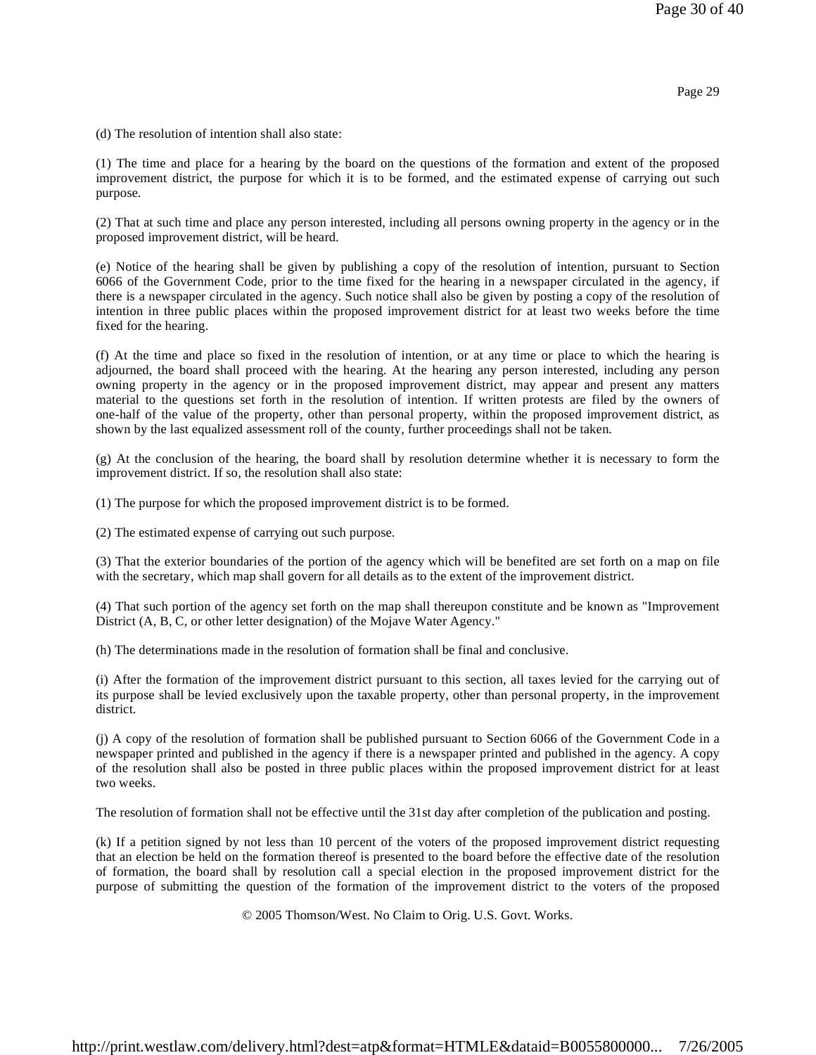(d) The resolution of intention shall also state:

(1) The time and place for a hearing by the board on the questions of the formation and extent of the proposed improvement district, the purpose for which it is to be formed, and the estimated expense of carrying out such purpose.

(2) That at such time and place any person interested, including all persons owning property in the agency or in the proposed improvement district, will be heard.

(e) Notice of the hearing shall be given by publishing a copy of the resolution of intention, pursuant to Section 6066 of the Government Code, prior to the time fixed for the hearing in a newspaper circulated in the agency, if there is a newspaper circulated in the agency. Such notice shall also be given by posting a copy of the resolution of intention in three public places within the proposed improvement district for at least two weeks before the time fixed for the hearing.

(f) At the time and place so fixed in the resolution of intention, or at any time or place to which the hearing is adjourned, the board shall proceed with the hearing. At the hearing any person interested, including any person owning property in the agency or in the proposed improvement district, may appear and present any matters material to the questions set forth in the resolution of intention. If written protests are filed by the owners of one-half of the value of the property, other than personal property, within the proposed improvement district, as shown by the last equalized assessment roll of the county, further proceedings shall not be taken.

(g) At the conclusion of the hearing, the board shall by resolution determine whether it is necessary to form the improvement district. If so, the resolution shall also state:

(1) The purpose for which the proposed improvement district is to be formed.

(2) The estimated expense of carrying out such purpose.

(3) That the exterior boundaries of the portion of the agency which will be benefited are set forth on a map on file with the secretary, which map shall govern for all details as to the extent of the improvement district.

(4) That such portion of the agency set forth on the map shall thereupon constitute and be known as "Improvement District (A, B, C, or other letter designation) of the Mojave Water Agency."

(h) The determinations made in the resolution of formation shall be final and conclusive.

(i) After the formation of the improvement district pursuant to this section, all taxes levied for the carrying out of its purpose shall be levied exclusively upon the taxable property, other than personal property, in the improvement district.

(j) A copy of the resolution of formation shall be published pursuant to Section 6066 of the Government Code in a newspaper printed and published in the agency if there is a newspaper printed and published in the agency. A copy of the resolution shall also be posted in three public places within the proposed improvement district for at least two weeks.

The resolution of formation shall not be effective until the 31st day after completion of the publication and posting.

(k) If a petition signed by not less than 10 percent of the voters of the proposed improvement district requesting that an election be held on the formation thereof is presented to the board before the effective date of the resolution of formation, the board shall by resolution call a special election in the proposed improvement district for the purpose of submitting the question of the formation of the improvement district to the voters of the proposed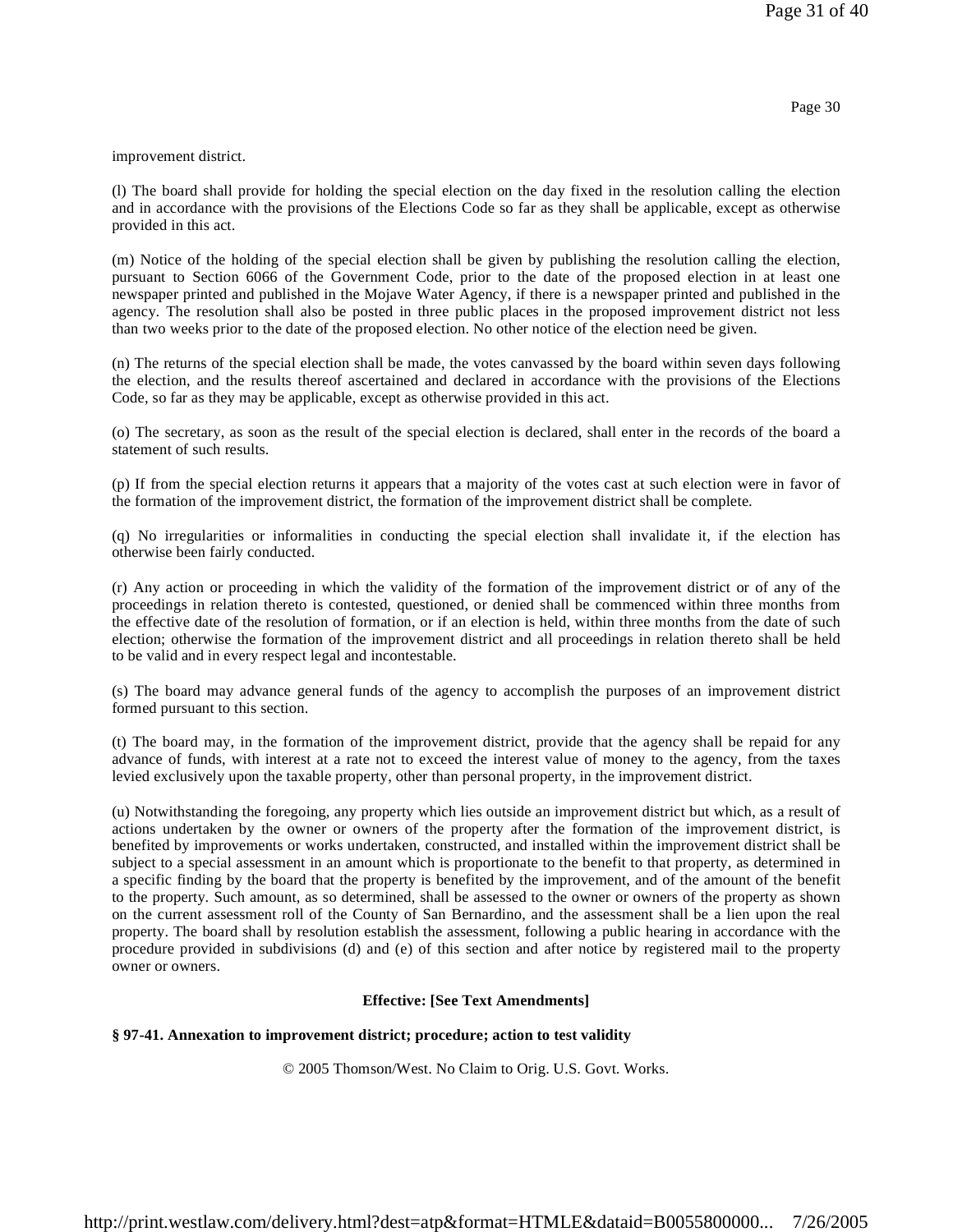improvement district.

(l) The board shall provide for holding the special election on the day fixed in the resolution calling the election and in accordance with the provisions of the Elections Code so far as they shall be applicable, except as otherwise provided in this act.

(m) Notice of the holding of the special election shall be given by publishing the resolution calling the election, pursuant to Section 6066 of the Government Code, prior to the date of the proposed election in at least one newspaper printed and published in the Mojave Water Agency, if there is a newspaper printed and published in the agency. The resolution shall also be posted in three public places in the proposed improvement district not less than two weeks prior to the date of the proposed election. No other notice of the election need be given.

(n) The returns of the special election shall be made, the votes canvassed by the board within seven days following the election, and the results thereof ascertained and declared in accordance with the provisions of the Elections Code, so far as they may be applicable, except as otherwise provided in this act.

(o) The secretary, as soon as the result of the special election is declared, shall enter in the records of the board a statement of such results.

(p) If from the special election returns it appears that a majority of the votes cast at such election were in favor of the formation of the improvement district, the formation of the improvement district shall be complete.

(q) No irregularities or informalities in conducting the special election shall invalidate it, if the election has otherwise been fairly conducted.

(r) Any action or proceeding in which the validity of the formation of the improvement district or of any of the proceedings in relation thereto is contested, questioned, or denied shall be commenced within three months from the effective date of the resolution of formation, or if an election is held, within three months from the date of such election; otherwise the formation of the improvement district and all proceedings in relation thereto shall be held to be valid and in every respect legal and incontestable.

(s) The board may advance general funds of the agency to accomplish the purposes of an improvement district formed pursuant to this section.

(t) The board may, in the formation of the improvement district, provide that the agency shall be repaid for any advance of funds, with interest at a rate not to exceed the interest value of money to the agency, from the taxes levied exclusively upon the taxable property, other than personal property, in the improvement district.

(u) Notwithstanding the foregoing, any property which lies outside an improvement district but which, as a result of actions undertaken by the owner or owners of the property after the formation of the improvement district, is benefited by improvements or works undertaken, constructed, and installed within the improvement district shall be subject to a special assessment in an amount which is proportionate to the benefit to that property, as determined in a specific finding by the board that the property is benefited by the improvement, and of the amount of the benefit to the property. Such amount, as so determined, shall be assessed to the owner or owners of the property as shown on the current assessment roll of the County of San Bernardino, and the assessment shall be a lien upon the real property. The board shall by resolution establish the assessment, following a public hearing in accordance with the procedure provided in subdivisions (d) and (e) of this section and after notice by registered mail to the property owner or owners.

**Effective: [See Text Amendments]**

**§ 97-41. Annexation to improvement district; procedure; action to test validity**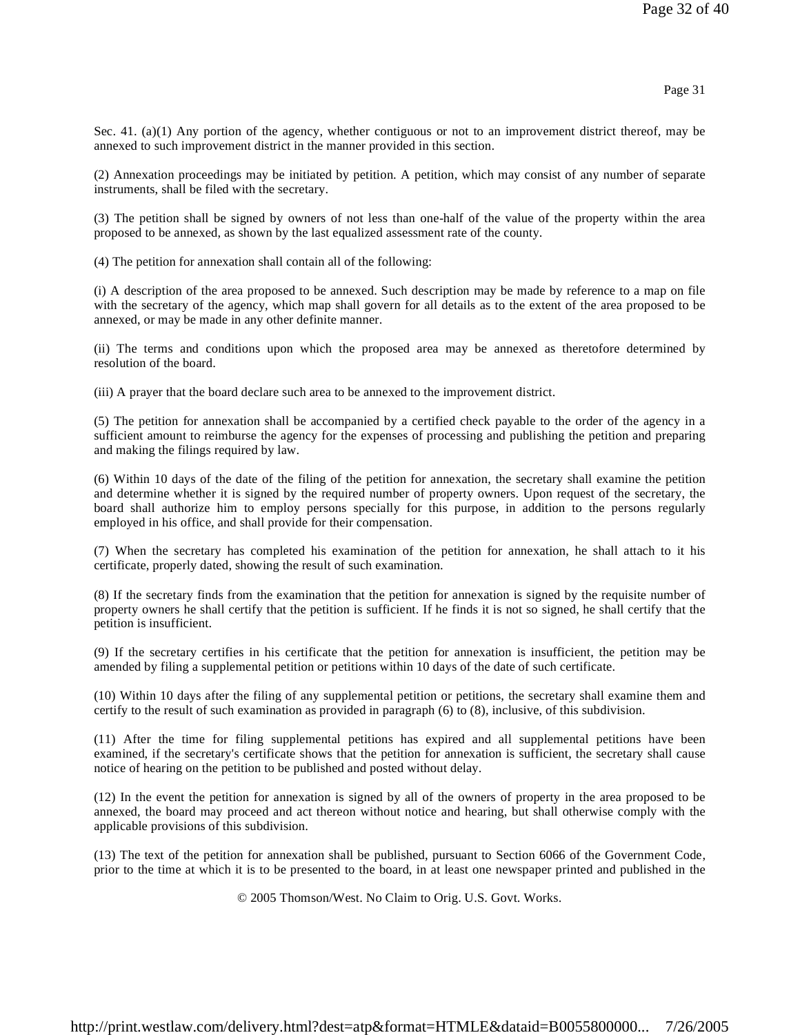Sec. 41. (a)(1) Any portion of the agency, whether contiguous or not to an improvement district thereof, may be annexed to such improvement district in the manner provided in this section.

(2) Annexation proceedings may be initiated by petition. A petition, which may consist of any number of separate instruments, shall be filed with the secretary.

(3) The petition shall be signed by owners of not less than one-half of the value of the property within the area proposed to be annexed, as shown by the last equalized assessment rate of the county.

(4) The petition for annexation shall contain all of the following:

(i) A description of the area proposed to be annexed. Such description may be made by reference to a map on file with the secretary of the agency, which map shall govern for all details as to the extent of the area proposed to be annexed, or may be made in any other definite manner.

(ii) The terms and conditions upon which the proposed area may be annexed as theretofore determined by resolution of the board.

(iii) A prayer that the board declare such area to be annexed to the improvement district.

(5) The petition for annexation shall be accompanied by a certified check payable to the order of the agency in a sufficient amount to reimburse the agency for the expenses of processing and publishing the petition and preparing and making the filings required by law.

(6) Within 10 days of the date of the filing of the petition for annexation, the secretary shall examine the petition and determine whether it is signed by the required number of property owners. Upon request of the secretary, the board shall authorize him to employ persons specially for this purpose, in addition to the persons regularly employed in his office, and shall provide for their compensation.

(7) When the secretary has completed his examination of the petition for annexation, he shall attach to it his certificate, properly dated, showing the result of such examination.

(8) If the secretary finds from the examination that the petition for annexation is signed by the requisite number of property owners he shall certify that the petition is sufficient. If he finds it is not so signed, he shall certify that the petition is insufficient.

(9) If the secretary certifies in his certificate that the petition for annexation is insufficient, the petition may be amended by filing a supplemental petition or petitions within 10 days of the date of such certificate.

(10) Within 10 days after the filing of any supplemental petition or petitions, the secretary shall examine them and certify to the result of such examination as provided in paragraph (6) to (8), inclusive, of this subdivision.

(11) After the time for filing supplemental petitions has expired and all supplemental petitions have been examined, if the secretary's certificate shows that the petition for annexation is sufficient, the secretary shall cause notice of hearing on the petition to be published and posted without delay.

(12) In the event the petition for annexation is signed by all of the owners of property in the area proposed to be annexed, the board may proceed and act thereon without notice and hearing, but shall otherwise comply with the applicable provisions of this subdivision.

(13) The text of the petition for annexation shall be published, pursuant to Section 6066 of the Government Code, prior to the time at which it is to be presented to the board, in at least one newspaper printed and published in the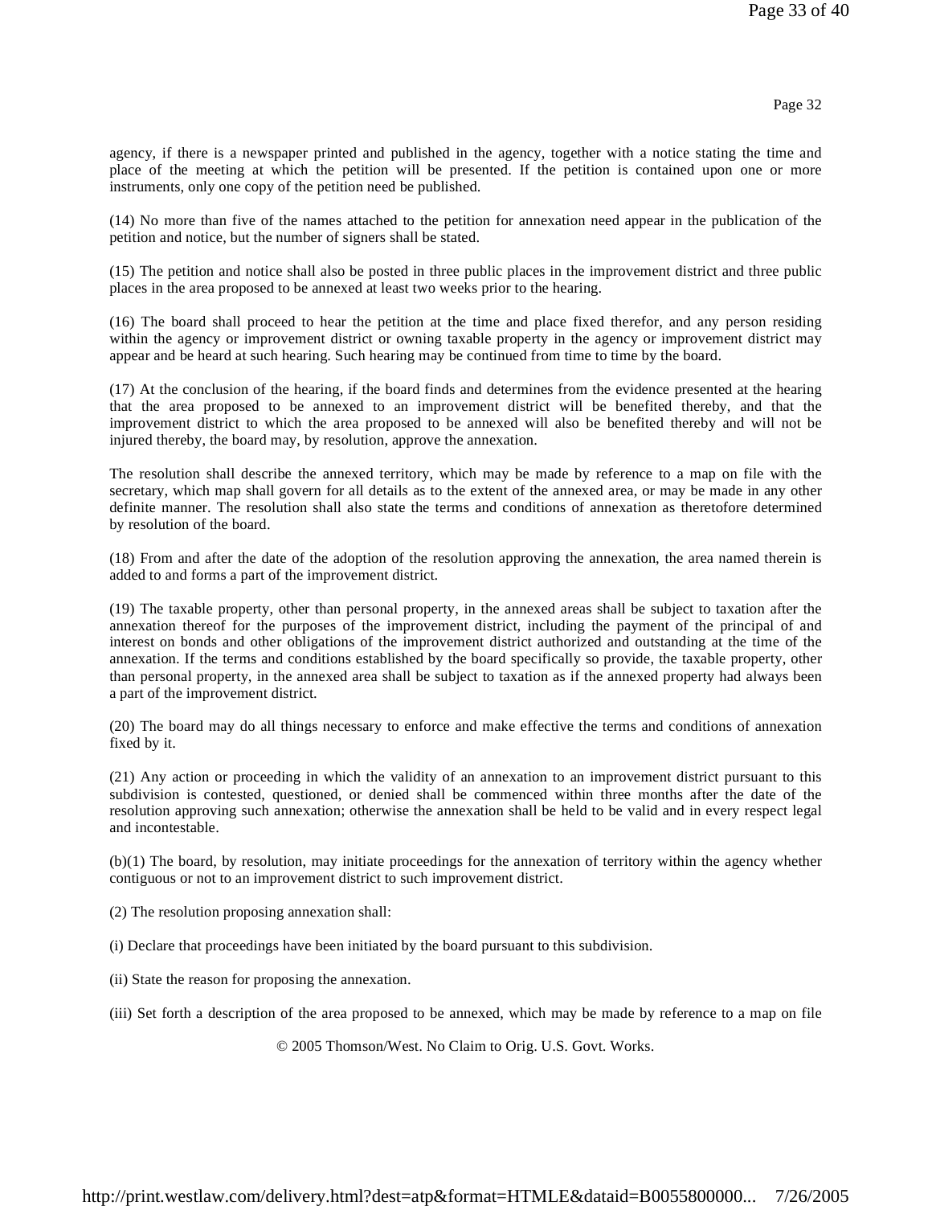agency, if there is a newspaper printed and published in the agency, together with a notice stating the time and place of the meeting at which the petition will be presented. If the petition is contained upon one or more instruments, only one copy of the petition need be published.

(14) No more than five of the names attached to the petition for annexation need appear in the publication of the petition and notice, but the number of signers shall be stated.

(15) The petition and notice shall also be posted in three public places in the improvement district and three public places in the area proposed to be annexed at least two weeks prior to the hearing.

(16) The board shall proceed to hear the petition at the time and place fixed therefor, and any person residing within the agency or improvement district or owning taxable property in the agency or improvement district may appear and be heard at such hearing. Such hearing may be continued from time to time by the board.

(17) At the conclusion of the hearing, if the board finds and determines from the evidence presented at the hearing that the area proposed to be annexed to an improvement district will be benefited thereby, and that the improvement district to which the area proposed to be annexed will also be benefited thereby and will not be injured thereby, the board may, by resolution, approve the annexation.

The resolution shall describe the annexed territory, which may be made by reference to a map on file with the secretary, which map shall govern for all details as to the extent of the annexed area, or may be made in any other definite manner. The resolution shall also state the terms and conditions of annexation as theretofore determined by resolution of the board.

(18) From and after the date of the adoption of the resolution approving the annexation, the area named therein is added to and forms a part of the improvement district.

(19) The taxable property, other than personal property, in the annexed areas shall be subject to taxation after the annexation thereof for the purposes of the improvement district, including the payment of the principal of and interest on bonds and other obligations of the improvement district authorized and outstanding at the time of the annexation. If the terms and conditions established by the board specifically so provide, the taxable property, other than personal property, in the annexed area shall be subject to taxation as if the annexed property had always been a part of the improvement district.

(20) The board may do all things necessary to enforce and make effective the terms and conditions of annexation fixed by it.

(21) Any action or proceeding in which the validity of an annexation to an improvement district pursuant to this subdivision is contested, questioned, or denied shall be commenced within three months after the date of the resolution approving such annexation; otherwise the annexation shall be held to be valid and in every respect legal and incontestable.

(b)(1) The board, by resolution, may initiate proceedings for the annexation of territory within the agency whether contiguous or not to an improvement district to such improvement district.

(2) The resolution proposing annexation shall:

(i) Declare that proceedings have been initiated by the board pursuant to this subdivision.

(ii) State the reason for proposing the annexation.

(iii) Set forth a description of the area proposed to be annexed, which may be made by reference to a map on file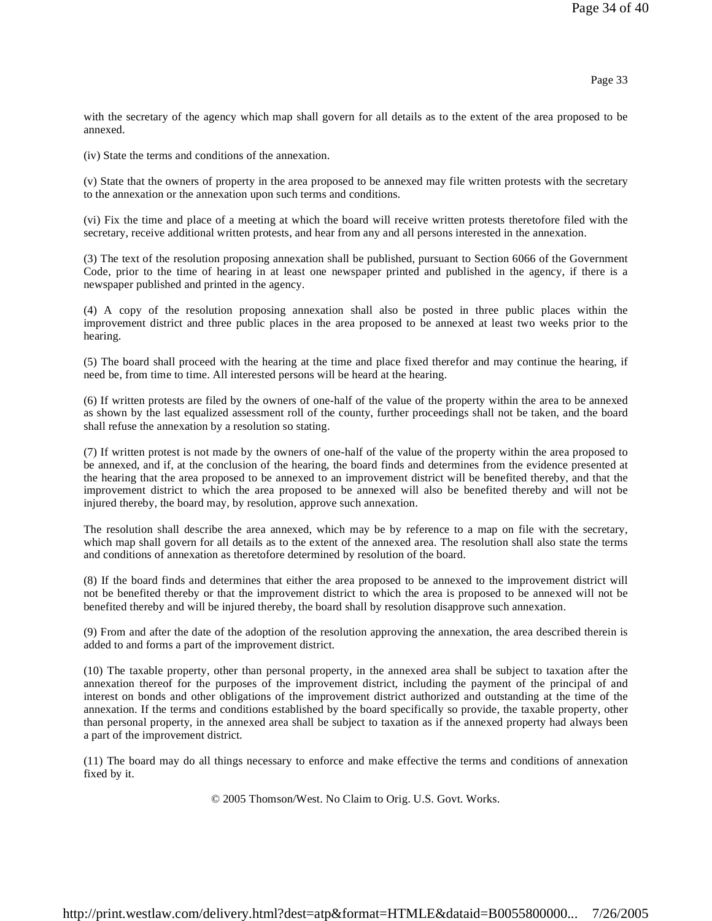with the secretary of the agency which map shall govern for all details as to the extent of the area proposed to be annexed.

(iv) State the terms and conditions of the annexation.

(v) State that the owners of property in the area proposed to be annexed may file written protests with the secretary to the annexation or the annexation upon such terms and conditions.

(vi) Fix the time and place of a meeting at which the board will receive written protests theretofore filed with the secretary, receive additional written protests, and hear from any and all persons interested in the annexation.

(3) The text of the resolution proposing annexation shall be published, pursuant to Section 6066 of the Government Code, prior to the time of hearing in at least one newspaper printed and published in the agency, if there is a newspaper published and printed in the agency.

(4) A copy of the resolution proposing annexation shall also be posted in three public places within the improvement district and three public places in the area proposed to be annexed at least two weeks prior to the hearing.

(5) The board shall proceed with the hearing at the time and place fixed therefor and may continue the hearing, if need be, from time to time. All interested persons will be heard at the hearing.

(6) If written protests are filed by the owners of one-half of the value of the property within the area to be annexed as shown by the last equalized assessment roll of the county, further proceedings shall not be taken, and the board shall refuse the annexation by a resolution so stating.

(7) If written protest is not made by the owners of one-half of the value of the property within the area proposed to be annexed, and if, at the conclusion of the hearing, the board finds and determines from the evidence presented at the hearing that the area proposed to be annexed to an improvement district will be benefited thereby, and that the improvement district to which the area proposed to be annexed will also be benefited thereby and will not be injured thereby, the board may, by resolution, approve such annexation.

The resolution shall describe the area annexed, which may be by reference to a map on file with the secretary, which map shall govern for all details as to the extent of the annexed area. The resolution shall also state the terms and conditions of annexation as theretofore determined by resolution of the board.

(8) If the board finds and determines that either the area proposed to be annexed to the improvement district will not be benefited thereby or that the improvement district to which the area is proposed to be annexed will not be benefited thereby and will be injured thereby, the board shall by resolution disapprove such annexation.

(9) From and after the date of the adoption of the resolution approving the annexation, the area described therein is added to and forms a part of the improvement district.

(10) The taxable property, other than personal property, in the annexed area shall be subject to taxation after the annexation thereof for the purposes of the improvement district, including the payment of the principal of and interest on bonds and other obligations of the improvement district authorized and outstanding at the time of the annexation. If the terms and conditions established by the board specifically so provide, the taxable property, other than personal property, in the annexed area shall be subject to taxation as if the annexed property had always been a part of the improvement district.

(11) The board may do all things necessary to enforce and make effective the terms and conditions of annexation fixed by it.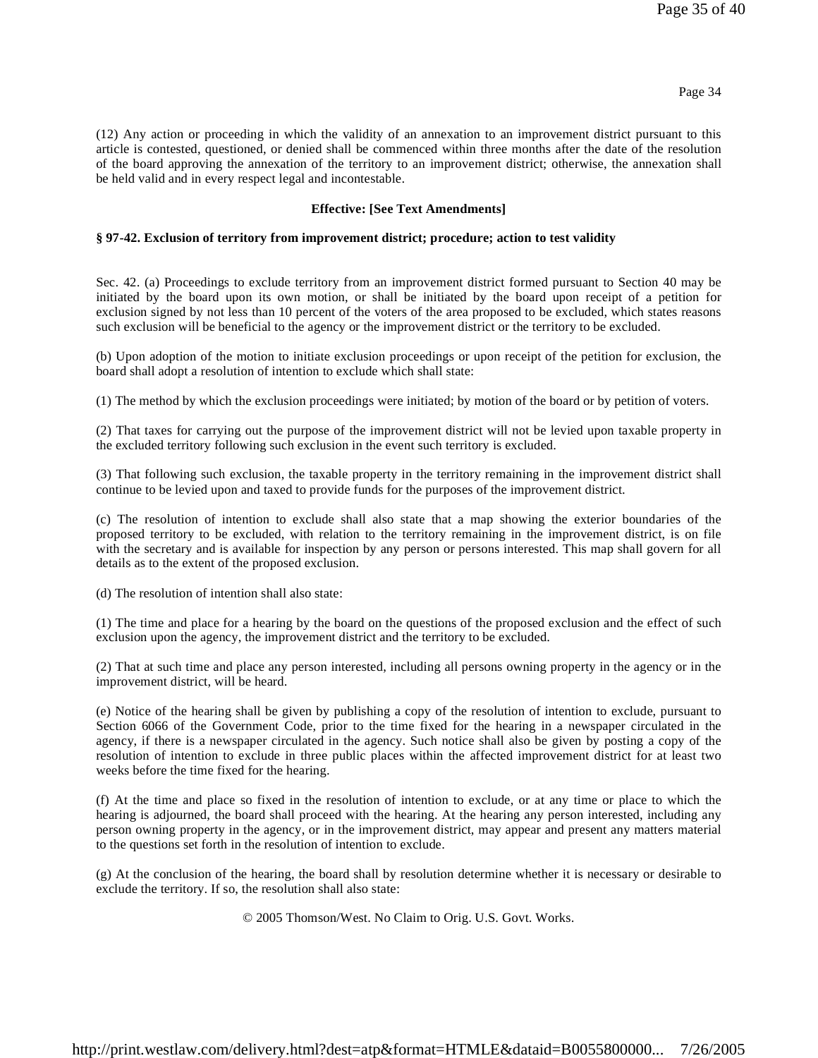(12) Any action or proceeding in which the validity of an annexation to an improvement district pursuant to this article is contested, questioned, or denied shall be commenced within three months after the date of the resolution of the board approving the annexation of the territory to an improvement district; otherwise, the annexation shall be held valid and in every respect legal and incontestable.

**Effective: [See Text Amendments]**

**§ 97-42. Exclusion of territory from improvement district; procedure; action to test validity**

Sec. 42. (a) Proceedings to exclude territory from an improvement district formed pursuant to Section 40 may be initiated by the board upon its own motion, or shall be initiated by the board upon receipt of a petition for exclusion signed by not less than 10 percent of the voters of the area proposed to be excluded, which states reasons such exclusion will be beneficial to the agency or the improvement district or the territory to be excluded.

(b) Upon adoption of the motion to initiate exclusion proceedings or upon receipt of the petition for exclusion, the board shall adopt a resolution of intention to exclude which shall state:

(1) The method by which the exclusion proceedings were initiated; by motion of the board or by petition of voters.

(2) That taxes for carrying out the purpose of the improvement district will not be levied upon taxable property in the excluded territory following such exclusion in the event such territory is excluded.

(3) That following such exclusion, the taxable property in the territory remaining in the improvement district shall continue to be levied upon and taxed to provide funds for the purposes of the improvement district.

(c) The resolution of intention to exclude shall also state that a map showing the exterior boundaries of the proposed territory to be excluded, with relation to the territory remaining in the improvement district, is on file with the secretary and is available for inspection by any person or persons interested. This map shall govern for all details as to the extent of the proposed exclusion.

(d) The resolution of intention shall also state:

(1) The time and place for a hearing by the board on the questions of the proposed exclusion and the effect of such exclusion upon the agency, the improvement district and the territory to be excluded.

(2) That at such time and place any person interested, including all persons owning property in the agency or in the improvement district, will be heard.

(e) Notice of the hearing shall be given by publishing a copy of the resolution of intention to exclude, pursuant to Section 6066 of the Government Code, prior to the time fixed for the hearing in a newspaper circulated in the agency, if there is a newspaper circulated in the agency. Such notice shall also be given by posting a copy of the resolution of intention to exclude in three public places within the affected improvement district for at least two weeks before the time fixed for the hearing.

(f) At the time and place so fixed in the resolution of intention to exclude, or at any time or place to which the hearing is adjourned, the board shall proceed with the hearing. At the hearing any person interested, including any person owning property in the agency, or in the improvement district, may appear and present any matters material to the questions set forth in the resolution of intention to exclude.

(g) At the conclusion of the hearing, the board shall by resolution determine whether it is necessary or desirable to exclude the territory. If so, the resolution shall also state: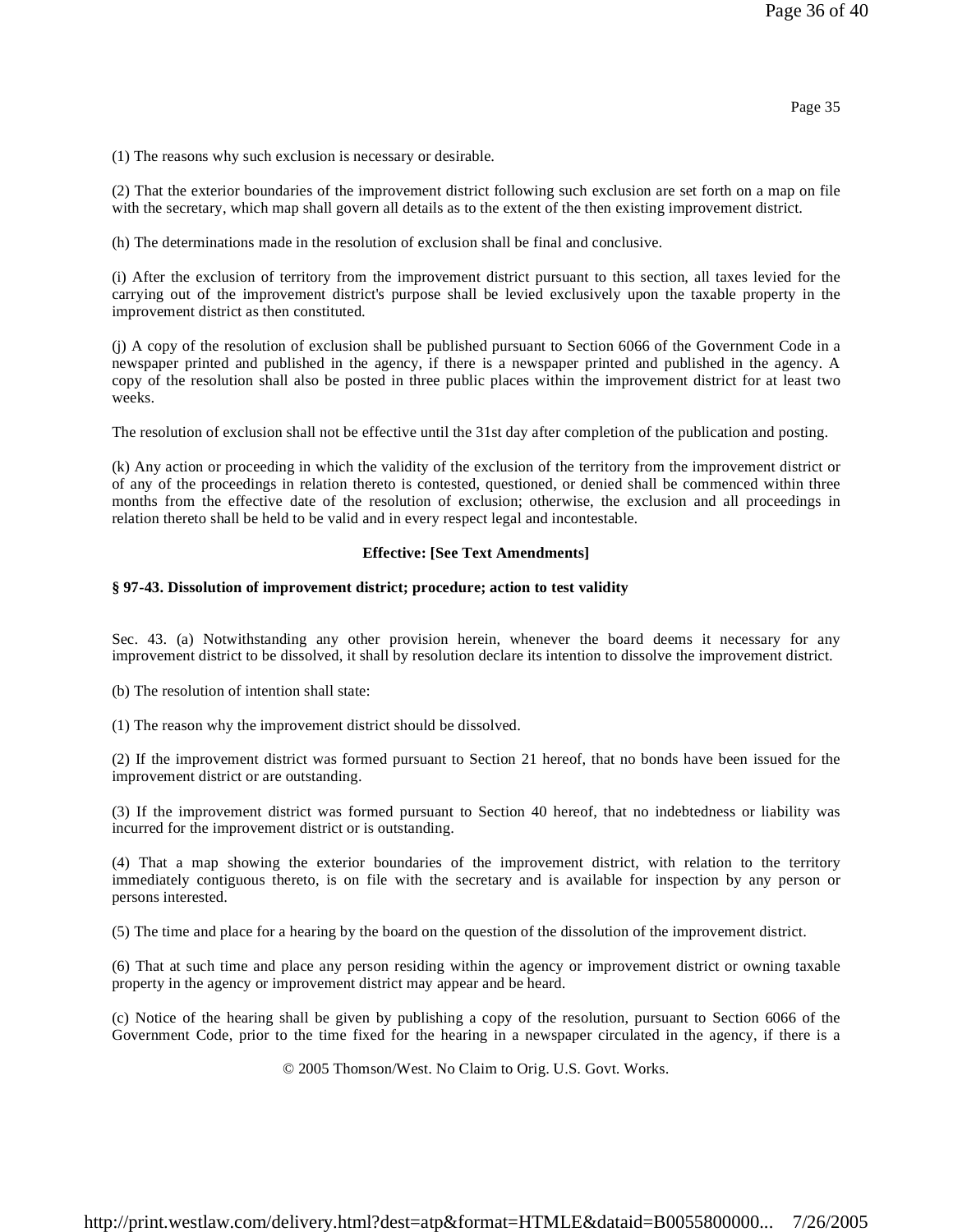(1) The reasons why such exclusion is necessary or desirable.

(2) That the exterior boundaries of the improvement district following such exclusion are set forth on a map on file with the secretary, which map shall govern all details as to the extent of the then existing improvement district.

(h) The determinations made in the resolution of exclusion shall be final and conclusive.

(i) After the exclusion of territory from the improvement district pursuant to this section, all taxes levied for the carrying out of the improvement district's purpose shall be levied exclusively upon the taxable property in the improvement district as then constituted.

(j) A copy of the resolution of exclusion shall be published pursuant to Section 6066 of the Government Code in a newspaper printed and published in the agency, if there is a newspaper printed and published in the agency. A copy of the resolution shall also be posted in three public places within the improvement district for at least two weeks.

The resolution of exclusion shall not be effective until the 31st day after completion of the publication and posting.

(k) Any action or proceeding in which the validity of the exclusion of the territory from the improvement district or of any of the proceedings in relation thereto is contested, questioned, or denied shall be commenced within three months from the effective date of the resolution of exclusion; otherwise, the exclusion and all proceedings in relation thereto shall be held to be valid and in every respect legal and incontestable.

**Effective: [See Text Amendments]**

**§ 97-43. Dissolution of improvement district; procedure; action to test validity**

Sec. 43. (a) Notwithstanding any other provision herein, whenever the board deems it necessary for any improvement district to be dissolved, it shall by resolution declare its intention to dissolve the improvement district.

(b) The resolution of intention shall state:

(1) The reason why the improvement district should be dissolved.

(2) If the improvement district was formed pursuant to Section 21 hereof, that no bonds have been issued for the improvement district or are outstanding.

(3) If the improvement district was formed pursuant to Section 40 hereof, that no indebtedness or liability was incurred for the improvement district or is outstanding.

(4) That a map showing the exterior boundaries of the improvement district, with relation to the territory immediately contiguous thereto, is on file with the secretary and is available for inspection by any person or persons interested.

(5) The time and place for a hearing by the board on the question of the dissolution of the improvement district.

(6) That at such time and place any person residing within the agency or improvement district or owning taxable property in the agency or improvement district may appear and be heard.

(c) Notice of the hearing shall be given by publishing a copy of the resolution, pursuant to Section 6066 of the Government Code, prior to the time fixed for the hearing in a newspaper circulated in the agency, if there is a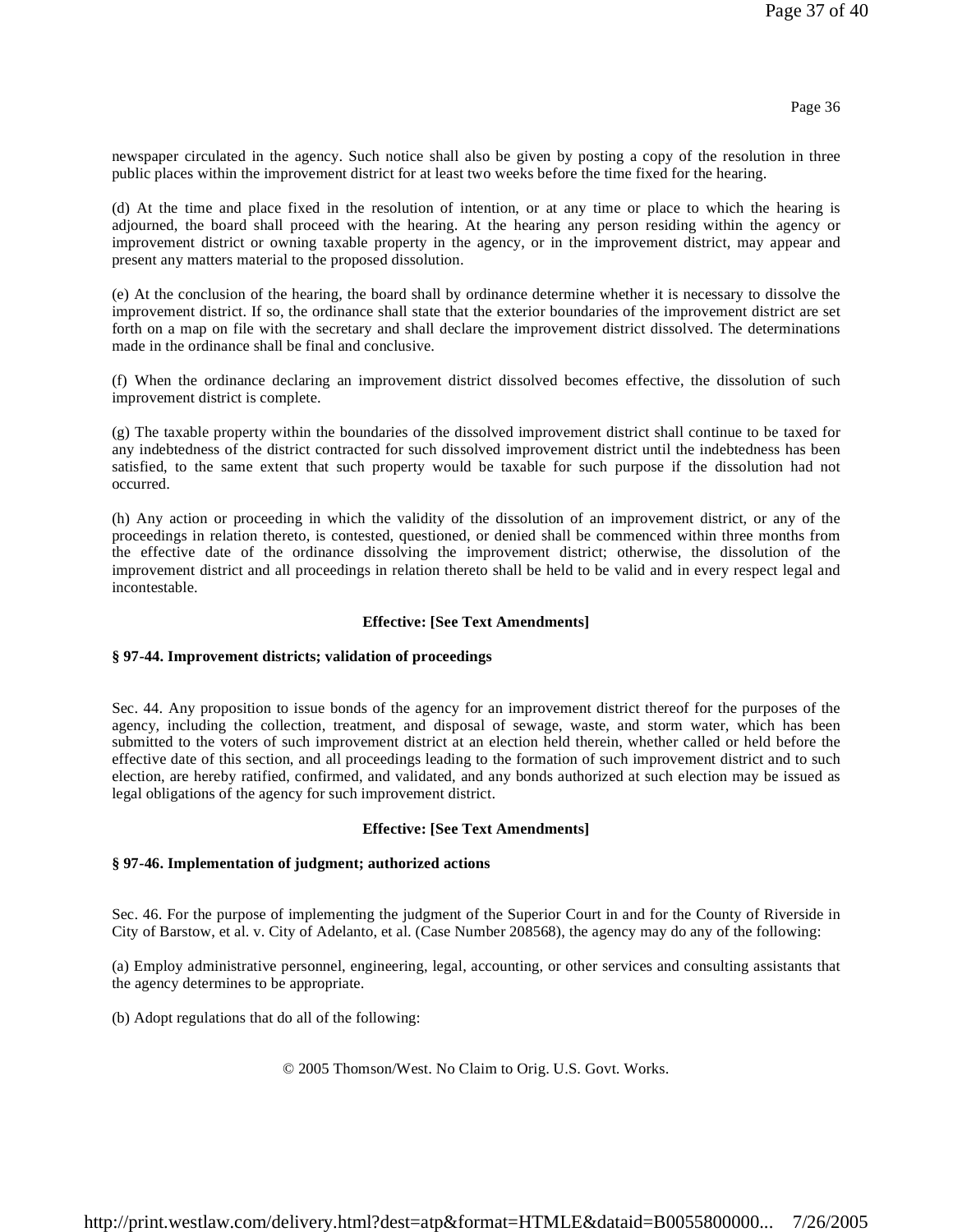newspaper circulated in the agency. Such notice shall also be given by posting a copy of the resolution in three public places within the improvement district for at least two weeks before the time fixed for the hearing.

(d) At the time and place fixed in the resolution of intention, or at any time or place to which the hearing is adjourned, the board shall proceed with the hearing. At the hearing any person residing within the agency or improvement district or owning taxable property in the agency, or in the improvement district, may appear and present any matters material to the proposed dissolution.

(e) At the conclusion of the hearing, the board shall by ordinance determine whether it is necessary to dissolve the improvement district. If so, the ordinance shall state that the exterior boundaries of the improvement district are set forth on a map on file with the secretary and shall declare the improvement district dissolved. The determinations made in the ordinance shall be final and conclusive.

(f) When the ordinance declaring an improvement district dissolved becomes effective, the dissolution of such improvement district is complete.

(g) The taxable property within the boundaries of the dissolved improvement district shall continue to be taxed for any indebtedness of the district contracted for such dissolved improvement district until the indebtedness has been satisfied, to the same extent that such property would be taxable for such purpose if the dissolution had not occurred.

(h) Any action or proceeding in which the validity of the dissolution of an improvement district, or any of the proceedings in relation thereto, is contested, questioned, or denied shall be commenced within three months from the effective date of the ordinance dissolving the improvement district; otherwise, the dissolution of the improvement district and all proceedings in relation thereto shall be held to be valid and in every respect legal and incontestable.

**Effective: [See Text Amendments]**

**§ 97-44. Improvement districts; validation of proceedings**

Sec. 44. Any proposition to issue bonds of the agency for an improvement district thereof for the purposes of the agency, including the collection, treatment, and disposal of sewage, waste, and storm water, which has been submitted to the voters of such improvement district at an election held therein, whether called or held before the effective date of this section, and all proceedings leading to the formation of such improvement district and to such election, are hereby ratified, confirmed, and validated, and any bonds authorized at such election may be issued as legal obligations of the agency for such improvement district.

**Effective: [See Text Amendments]**

**§ 97-46. Implementation of judgment; authorized actions**

Sec. 46. For the purpose of implementing the judgment of the Superior Court in and for the County of Riverside in City of Barstow, et al. v. City of Adelanto, et al. (Case Number 208568), the agency may do any of the following:

(a) Employ administrative personnel, engineering, legal, accounting, or other services and consulting assistants that the agency determines to be appropriate.

(b) Adopt regulations that do all of the following: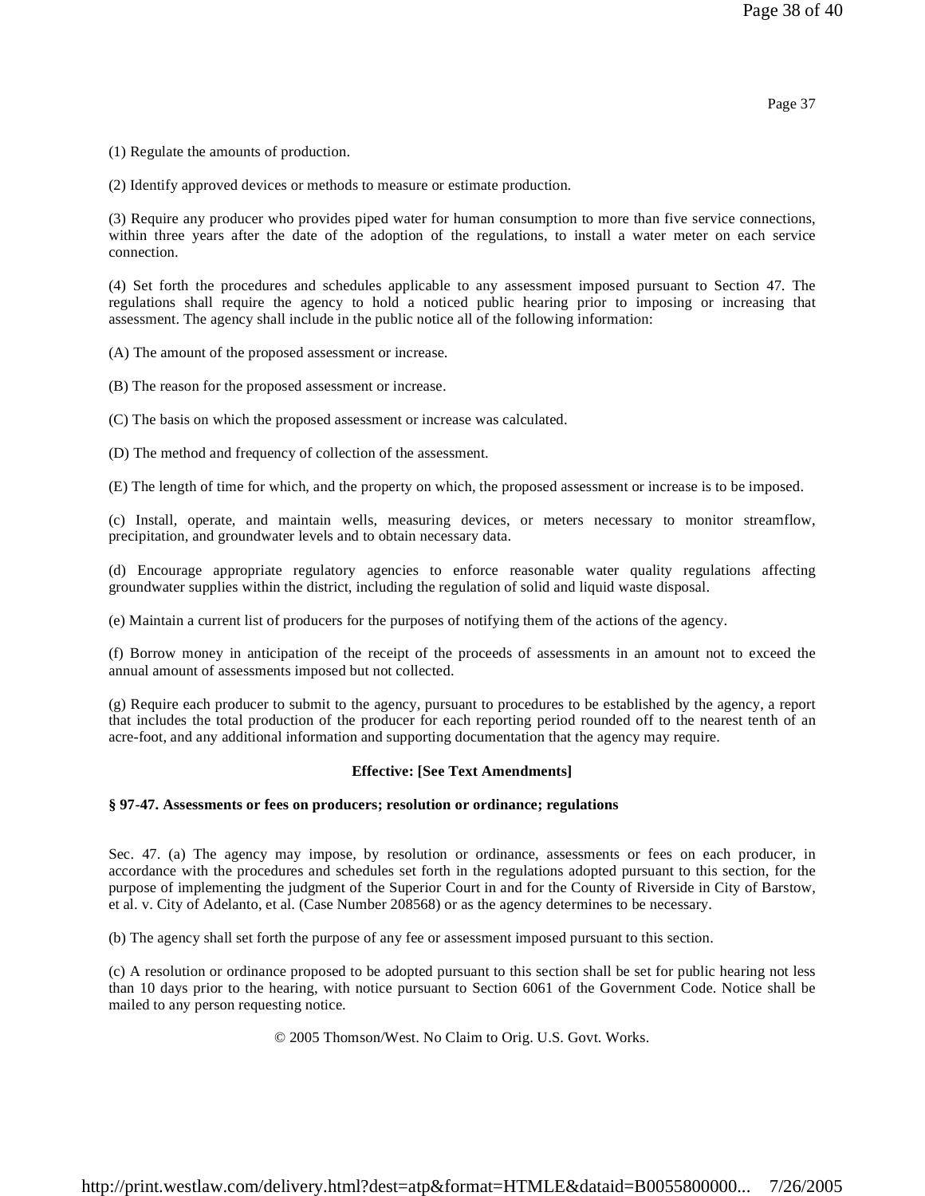(1) Regulate the amounts of production.

(2) Identify approved devices or methods to measure or estimate production.

(3) Require any producer who provides piped water for human consumption to more than five service connections, within three years after the date of the adoption of the regulations, to install a water meter on each service connection.

(4) Set forth the procedures and schedules applicable to any assessment imposed pursuant to Section 47. The regulations shall require the agency to hold a noticed public hearing prior to imposing or increasing that assessment. The agency shall include in the public notice all of the following information:

(A) The amount of the proposed assessment or increase.

(B) The reason for the proposed assessment or increase.

(C) The basis on which the proposed assessment or increase was calculated.

(D) The method and frequency of collection of the assessment.

(E) The length of time for which, and the property on which, the proposed assessment or increase is to be imposed.

(c) Install, operate, and maintain wells, measuring devices, or meters necessary to monitor streamflow, precipitation, and groundwater levels and to obtain necessary data.

(d) Encourage appropriate regulatory agencies to enforce reasonable water quality regulations affecting groundwater supplies within the district, including the regulation of solid and liquid waste disposal.

(e) Maintain a current list of producers for the purposes of notifying them of the actions of the agency.

(f) Borrow money in anticipation of the receipt of the proceeds of assessments in an amount not to exceed the annual amount of assessments imposed but not collected.

(g) Require each producer to submit to the agency, pursuant to procedures to be established by the agency, a report that includes the total production of the producer for each reporting period rounded off to the nearest tenth of an acre-foot, and any additional information and supporting documentation that the agency may require.

**Effective: [See Text Amendments]**

**§ 97-47. Assessments or fees on producers; resolution or ordinance; regulations**

Sec. 47. (a) The agency may impose, by resolution or ordinance, assessments or fees on each producer, in accordance with the procedures and schedules set forth in the regulations adopted pursuant to this section, for the purpose of implementing the judgment of the Superior Court in and for the County of Riverside in City of Barstow, et al. v. City of Adelanto, et al. (Case Number 208568) or as the agency determines to be necessary.

(b) The agency shall set forth the purpose of any fee or assessment imposed pursuant to this section.

(c) A resolution or ordinance proposed to be adopted pursuant to this section shall be set for public hearing not less than 10 days prior to the hearing, with notice pursuant to Section 6061 of the Government Code. Notice shall be mailed to any person requesting notice.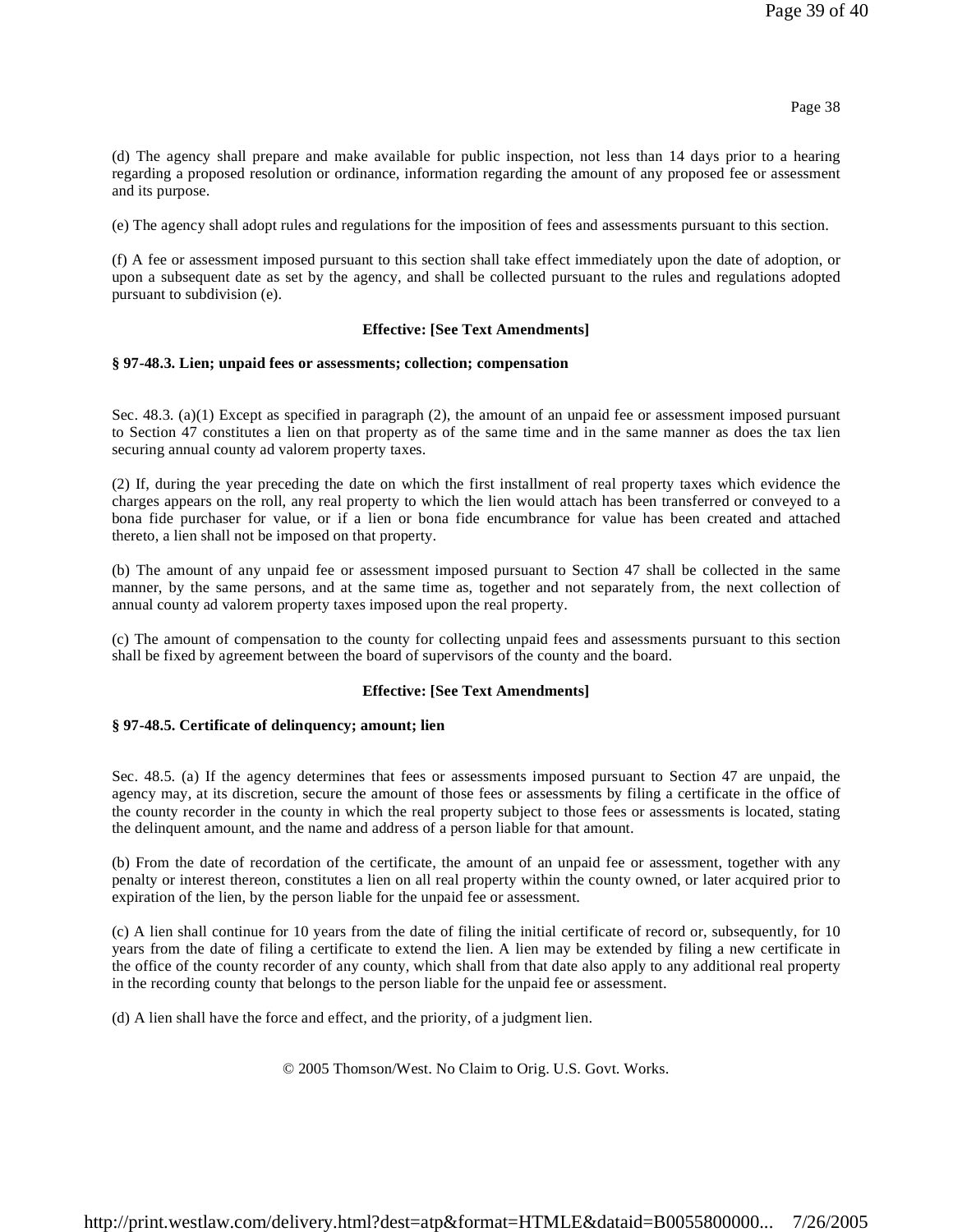(d) The agency shall prepare and make available for public inspection, not less than 14 days prior to a hearing regarding a proposed resolution or ordinance, information regarding the amount of any proposed fee or assessment and its purpose.

(e) The agency shall adopt rules and regulations for the imposition of fees and assessments pursuant to this section.

(f) A fee or assessment imposed pursuant to this section shall take effect immediately upon the date of adoption, or upon a subsequent date as set by the agency, and shall be collected pursuant to the rules and regulations adopted pursuant to subdivision (e).

**Effective: [See Text Amendments]**

**§ 97-48.3. Lien; unpaid fees or assessments; collection; compensation**

Sec. 48.3. (a)(1) Except as specified in paragraph (2), the amount of an unpaid fee or assessment imposed pursuant to Section 47 constitutes a lien on that property as of the same time and in the same manner as does the tax lien securing annual county ad valorem property taxes.

(2) If, during the year preceding the date on which the first installment of real property taxes which evidence the charges appears on the roll, any real property to which the lien would attach has been transferred or conveyed to a bona fide purchaser for value, or if a lien or bona fide encumbrance for value has been created and attached thereto, a lien shall not be imposed on that property.

(b) The amount of any unpaid fee or assessment imposed pursuant to Section 47 shall be collected in the same manner, by the same persons, and at the same time as, together and not separately from, the next collection of annual county ad valorem property taxes imposed upon the real property.

(c) The amount of compensation to the county for collecting unpaid fees and assessments pursuant to this section shall be fixed by agreement between the board of supervisors of the county and the board.

**Effective: [See Text Amendments]**

**§ 97-48.5. Certificate of delinquency; amount; lien**

Sec. 48.5. (a) If the agency determines that fees or assessments imposed pursuant to Section 47 are unpaid, the agency may, at its discretion, secure the amount of those fees or assessments by filing a certificate in the office of the county recorder in the county in which the real property subject to those fees or assessments is located, stating the delinquent amount, and the name and address of a person liable for that amount.

(b) From the date of recordation of the certificate, the amount of an unpaid fee or assessment, together with any penalty or interest thereon, constitutes a lien on all real property within the county owned, or later acquired prior to expiration of the lien, by the person liable for the unpaid fee or assessment.

(c) A lien shall continue for 10 years from the date of filing the initial certificate of record or, subsequently, for 10 years from the date of filing a certificate to extend the lien. A lien may be extended by filing a new certificate in the office of the county recorder of any county, which shall from that date also apply to any additional real property in the recording county that belongs to the person liable for the unpaid fee or assessment.

(d) A lien shall have the force and effect, and the priority, of a judgment lien.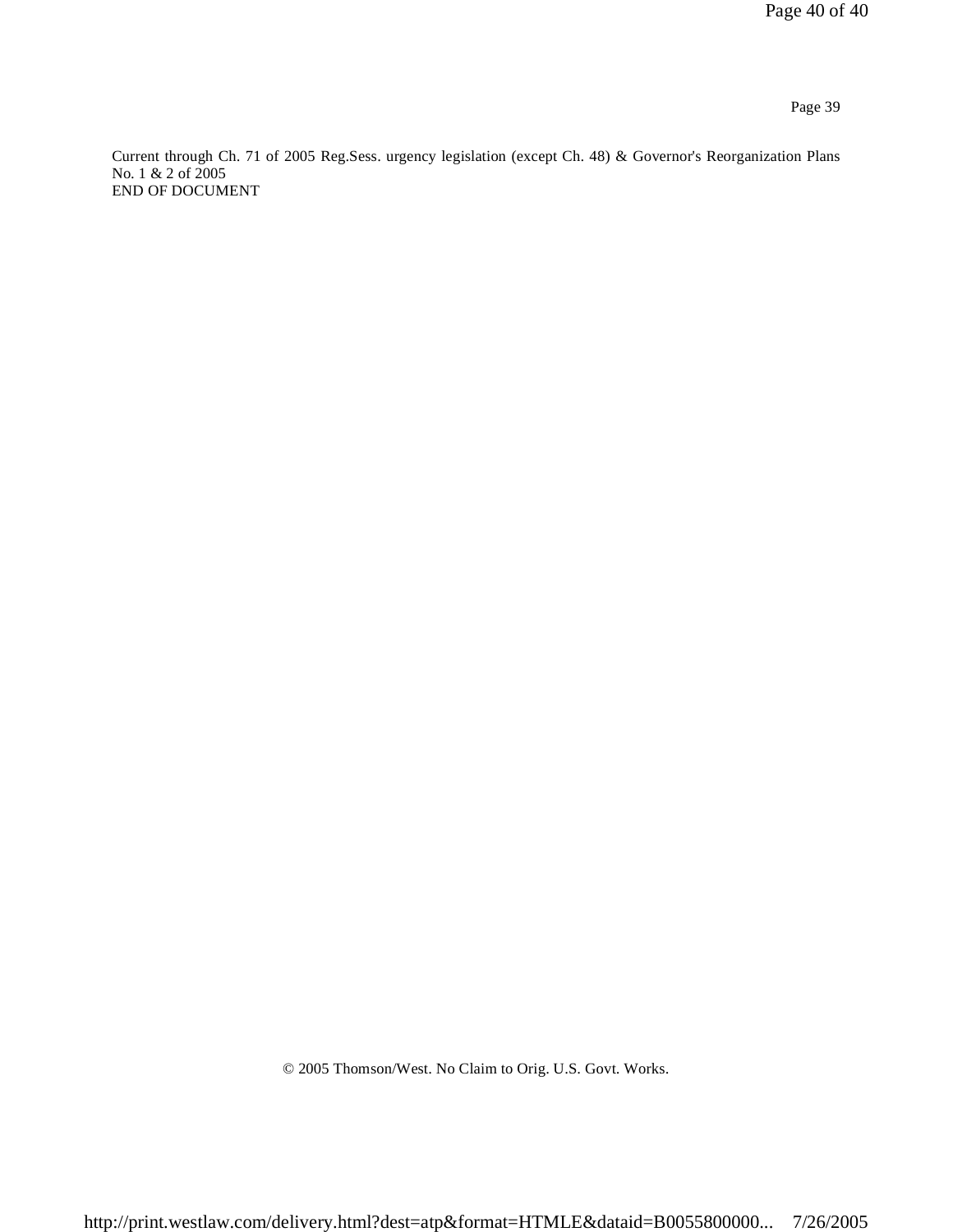Current through Ch. 71 of 2005 Reg.Sess. urgency legislation (except Ch. 48) & Governor's Reorganization Plans No. 1 & 2 of 2005

END OF DOCUMENT